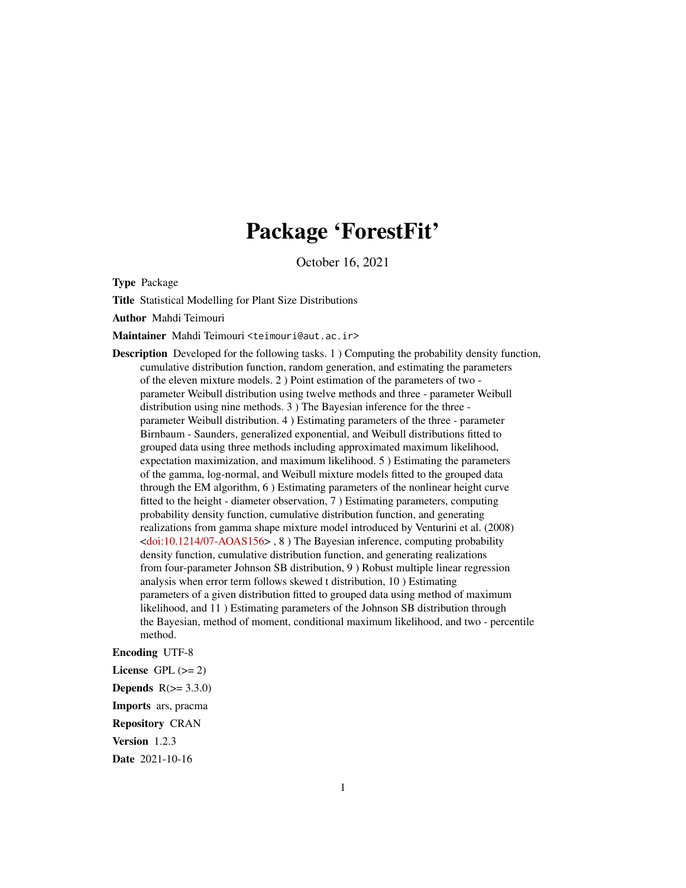# Package 'ForestFit'

October 16, 2021

**Type** Package

**Title** Statistical Modelling for Plant Size Distributions

**Author** Mahdi Teimouri

**Maintainer** Mahdi Teimouri <teimouri@aut.ac.ir>

**Description** Developed for the following tasks. 1 ) Computing the probability density function, cumulative distribution function, random generation, and estimating the parameters of the eleven mixture models. 2 ) Point estimation of the parameters of two - parameter Weibull distribution using twelve methods and three - parameter Weibull distribution using nine methods. 3 ) The Bayesian inference for the three - parameter Weibull distribution. 4 ) Estimating parameters of the three - parameter Birnbaum - Saunders, generalized exponential, and Weibull distributions fitted to grouped data using three methods including approximated maximum likelihood, expectation maximization, and maximum likelihood. 5 ) Estimating the parameters of the gamma, log-normal, and Weibull mixture models fitted to the grouped data through the EM algorithm, 6 ) Estimating parameters of the nonlinear height curve fitted to the height - diameter observation, 7 ) Estimating parameters, computing probability density function, cumulative distribution function, and generating realizations from gamma shape mixture model introduced by Venturini et al. (2008) <doi:10.1214/07-AOAS156> , 8 ) The Bayesian inference, computing probability density function, cumulative distribution function, and generating realizations from four-parameter Johnson SB distribution, 9 ) Robust multiple linear regression analysis when error term follows skewed t distribution, 10 ) Estimating parameters of a given distribution fitted to grouped data using method of maximum likelihood, and 11 ) Estimating parameters of the Johnson SB distribution through the Bayesian, method of moment, conditional maximum likelihood, and two - percentile method.

**Encoding** UTF-8

**License** GPL (>= 2)

**Depends** R(>= 3.3.0)

**Imports** ars, pracma

**Repository** CRAN

**Version** 1.2.3

**Date** 2021-10-16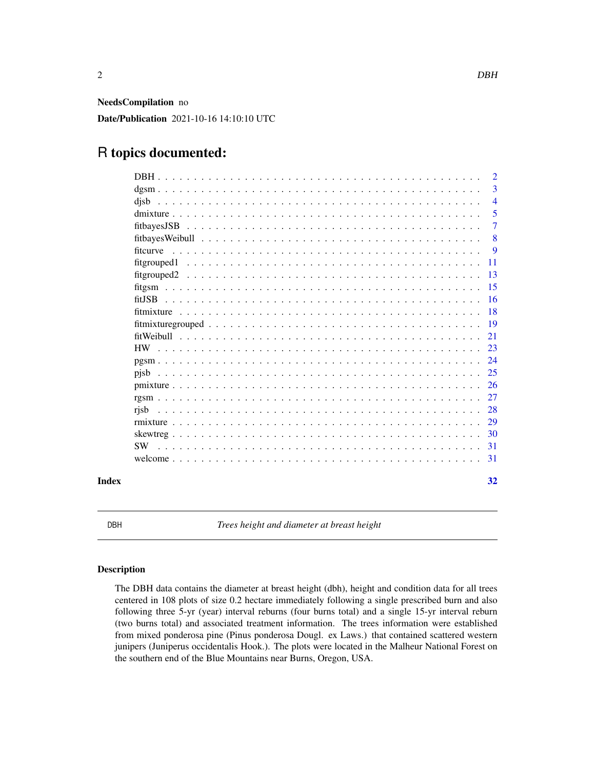**NeedsCompilation** no

**Date/Publication** 2021-10-16 14:10:10 UTC

# R topics documented:

- DBH . . . . . . . . . . . . . . . . . . . . . . . . . . . . . . . . . . . . . . . . . 2
- dgsm . . . . . . . . . . . . . . . . . . . . . . . . . . . . . . . . . . . . . . . . . 3
- djsb . . . . . . . . . . . . . . . . . . . . . . . . . . . . . . . . . . . . . . . . . 4
- dmixture . . . . . . . . . . . . . . . . . . . . . . . . . . . . . . . . . . . . . . 5
- fitbayesJSB . . . . . . . . . . . . . . . . . . . . . . . . . . . . . . . . . . . . 7
- fitbayesWeibull . . . . . . . . . . . . . . . . . . . . . . . . . . . . . . . . . . 8
- fitcurve . . . . . . . . . . . . . . . . . . . . . . . . . . . . . . . . . . . . . . 9
- fitgrouped1 . . . . . . . . . . . . . . . . . . . . . . . . . . . . . . . . . . . . 11
- fitgrouped2 . . . . . . . . . . . . . . . . . . . . . . . . . . . . . . . . . . . . 13
- fitgsm . . . . . . . . . . . . . . . . . . . . . . . . . . . . . . . . . . . . . . . 15
- fitJSB . . . . . . . . . . . . . . . . . . . . . . . . . . . . . . . . . . . . . . . 16
- fitmixture . . . . . . . . . . . . . . . . . . . . . . . . . . . . . . . . . . . . . 18
- fitmixturegrouped . . . . . . . . . . . . . . . . . . . . . . . . . . . . . . . . 19
- fitWeibull . . . . . . . . . . . . . . . . . . . . . . . . . . . . . . . . . . . . . 21
- HW . . . . . . . . . . . . . . . . . . . . . . . . . . . . . . . . . . . . . . . . . 23
- pgsm . . . . . . . . . . . . . . . . . . . . . . . . . . . . . . . . . . . . . . . . 24
- pjsb . . . . . . . . . . . . . . . . . . . . . . . . . . . . . . . . . . . . . . . . . 25
- pmixture . . . . . . . . . . . . . . . . . . . . . . . . . . . . . . . . . . . . . . 26
- rgsm . . . . . . . . . . . . . . . . . . . . . . . . . . . . . . . . . . . . . . . . 27
- rjsb . . . . . . . . . . . . . . . . . . . . . . . . . . . . . . . . . . . . . . . . . 28
- rmixture . . . . . . . . . . . . . . . . . . . . . . . . . . . . . . . . . . . . . . 29
- skewtreg . . . . . . . . . . . . . . . . . . . . . . . . . . . . . . . . . . . . . . 30
- SW . . . . . . . . . . . . . . . . . . . . . . . . . . . . . . . . . . . . . . . . . 31
- welcome . . . . . . . . . . . . . . . . . . . . . . . . . . . . . . . . . . . . . . 31

**Index** 32

---

DBH *Trees height and diameter at breast height*

---

## Description

The DBH data contains the diameter at breast height (dbh), height and condition data for all trees centered in 108 plots of size 0.2 hectare immediately following a single prescribed burn and also following three 5-yr (year) interval reburns (four burns total) and a single 15-yr interval reburn (two burns total) and associated treatment information. The trees information were established from mixed ponderosa pine (Pinus ponderosa Dougl. ex Laws.) that contained scattered western junipers (Juniperus occidentalis Hook.). The plots were located in the Malheur National Forest on the southern end of the Blue Mountains near Burns, Oregon, USA.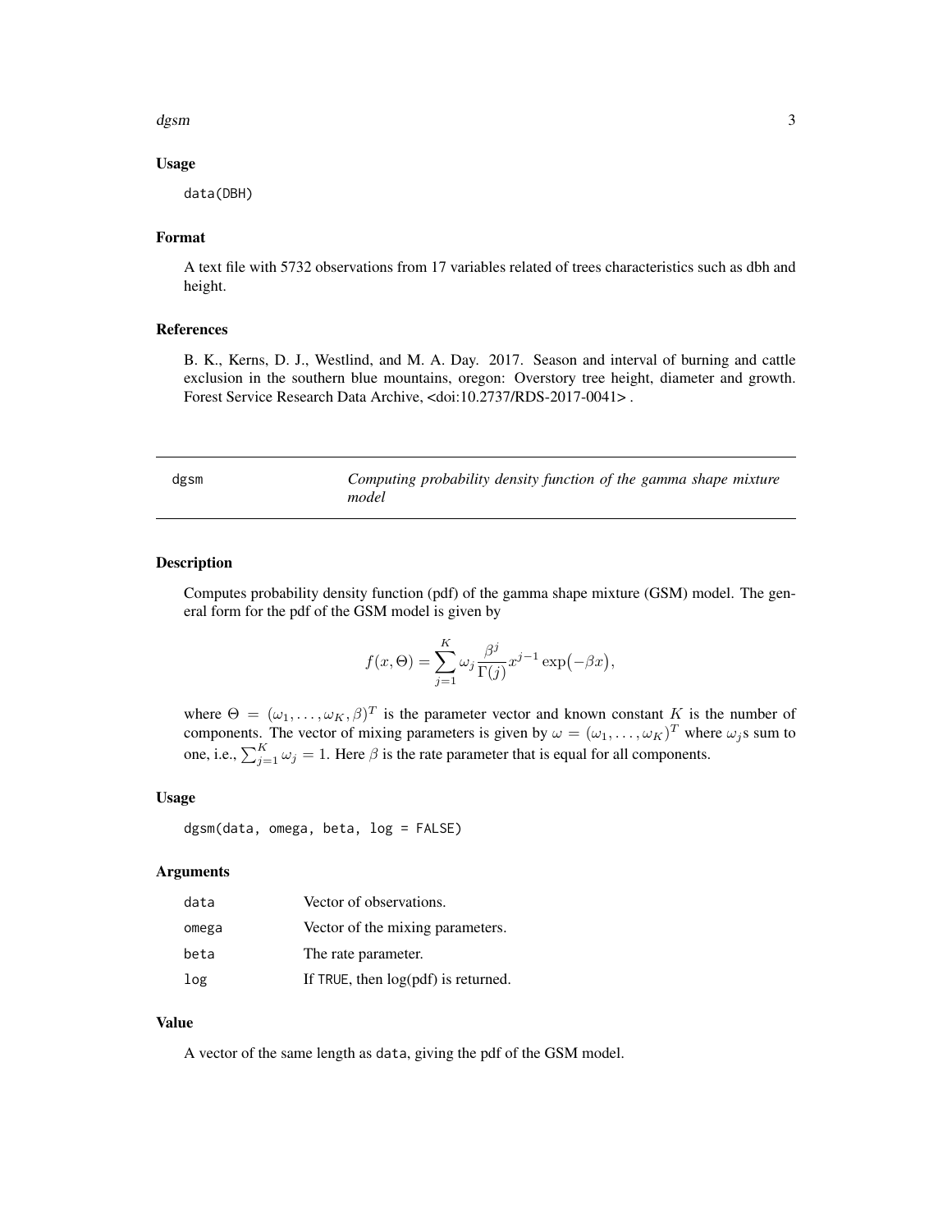### Usage

```
data(DBH)
```

### Format

A text file with 5732 observations from 17 variables related of trees characteristics such as dbh and height.

### References

B. K., Kerns, D. J., Westlind, and M. A. Day. 2017. Season and interval of burning and cattle exclusion in the southern blue mountains, oregon: Overstory tree height, diameter and growth. Forest Service Research Data Archive, <doi:10.2737/RDS-2017-0041> .

---

## dgsm — *Computing probability density function of the gamma shape mixture model*

---

### Description

Computes probability density function (pdf) of the gamma shape mixture (GSM) model. The general form for the pdf of the GSM model is given by

$$f(x, \Theta) = \sum_{j=1}^{K} \omega_j \frac{\beta^j}{\Gamma(j)} x^{j-1} \exp\bigl(-\beta x\bigr),$$

where $\Theta = (\omega_1, \ldots, \omega_K, \beta)^T$ is the parameter vector and known constant $K$ is the number of components. The vector of mixing parameters is given by $\omega = (\omega_1, \ldots, \omega_K)^T$ where $\omega_j$s sum to one, i.e., $\sum_{j=1}^{K} \omega_j = 1$. Here $\beta$ is the rate parameter that is equal for all components.

### Usage

```
dgsm(data, omega, beta, log = FALSE)
```

### Arguments

| | |
|---|---|
| data | Vector of observations. |
| omega | Vector of the mixing parameters. |
| beta | The rate parameter. |
| log | If TRUE, then log(pdf) is returned. |

### Value

A vector of the same length as data, giving the pdf of the GSM model.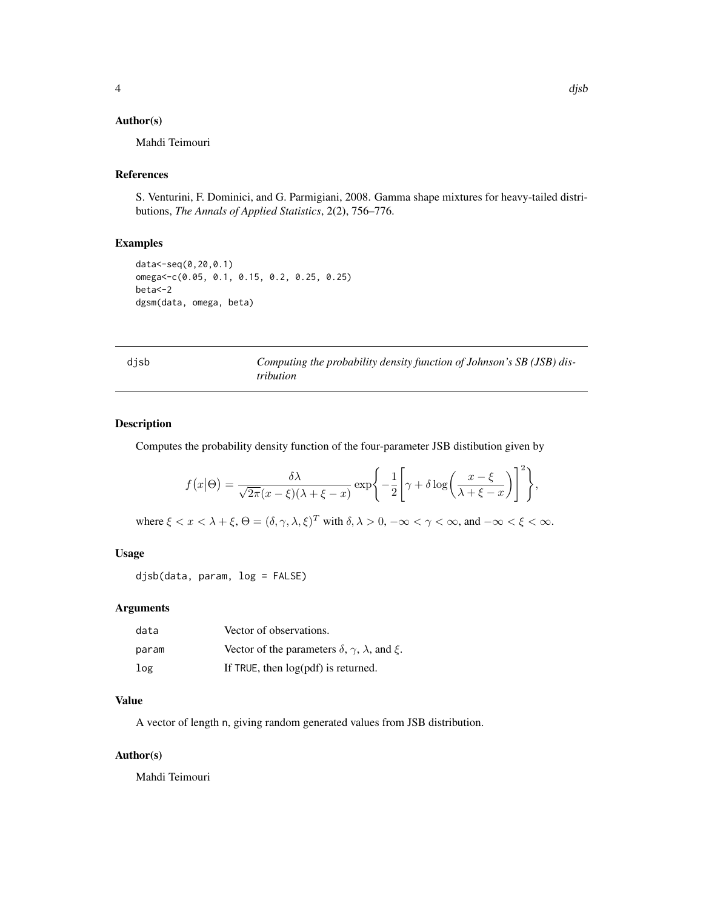### Author(s)

Mahdi Teimouri

### References

S. Venturini, F. Dominici, and G. Parmigiani, 2008. Gamma shape mixtures for heavy-tailed distributions, *The Annals of Applied Statistics*, 2(2), 756–776.

### Examples

```
data<-seq(0,20,0.1)
omega<-c(0.05, 0.1, 0.15, 0.2, 0.25, 0.25)
beta<-2
dgsm(data, omega, beta)
```

---

## djsb — *Computing the probability density function of Johnson's SB (JSB) distribution*

---

### Description

Computes the probability density function of the four-parameter JSB distibution given by

$$f\big(x\big|\Theta\big) = \frac{\delta\lambda}{\sqrt{2\pi}(x-\xi)(\lambda+\xi-x)}\exp\Bigg\{-\frac{1}{2}\Bigg[\gamma+\delta\log\bigg(\frac{x-\xi}{\lambda+\xi-x}\bigg)\Bigg]^2\Bigg\},$$

where $\xi < x < \lambda + \xi$, $\Theta = (\delta, \gamma, \lambda, \xi)^T$ with $\delta, \lambda > 0$, $-\infty < \gamma < \infty$, and $-\infty < \xi < \infty$.

### Usage

```
djsb(data, param, log = FALSE)
```

### Arguments

| | |
|---|---|
| data | Vector of observations. |
| param | Vector of the parameters $\delta$, $\gamma$, $\lambda$, and $\xi$. |
| log | If TRUE, then log(pdf) is returned. |

### Value

A vector of length n, giving random generated values from JSB distribution.

### Author(s)

Mahdi Teimouri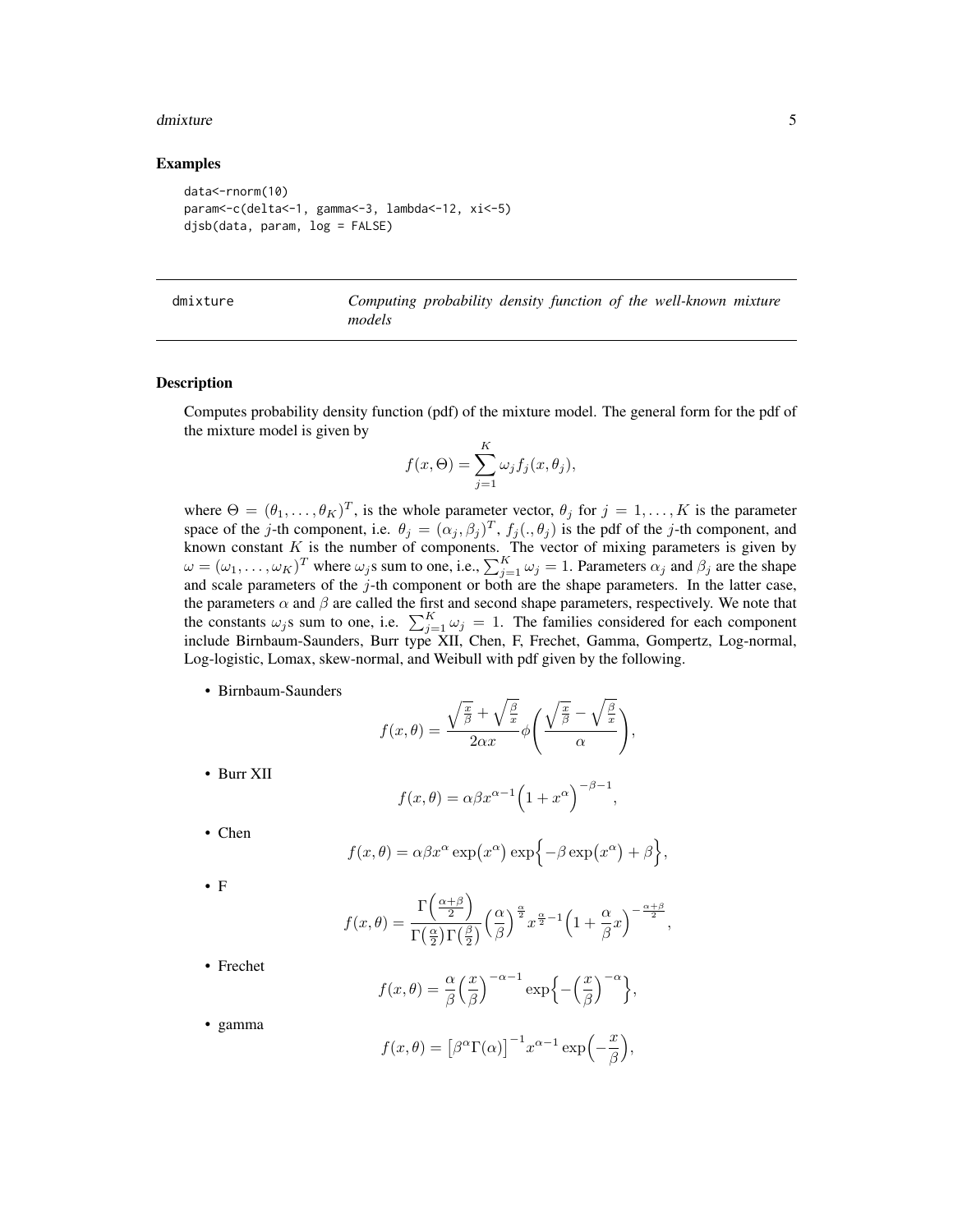## Examples

```
data<-rnorm(10)
param<-c(delta<-1, gamma<-3, lambda<-12, xi<-5)
djsb(data, param, log = FALSE)
```

---

dmixture *Computing probability density function of the well-known mixture models*

---

## Description

Computes probability density function (pdf) of the mixture model. The general form for the pdf of the mixture model is given by

$$f(x,\Theta) = \sum_{j=1}^{K} \omega_j f_j(x,\theta_j),$$

where $\Theta = (\theta_1, \dots, \theta_K)^T$, is the whole parameter vector, $\theta_j$ for $j = 1, \dots, K$ is the parameter space of the $j$-th component, i.e. $\theta_j = (\alpha_j, \beta_j)^T$, $f_j(.,\theta_j)$ is the pdf of the $j$-th component, and known constant $K$ is the number of components. The vector of mixing parameters is given by $\omega = (\omega_1, \dots, \omega_K)^T$ where $\omega_j$s sum to one, i.e., $\sum_{j=1}^{K} \omega_j = 1$. Parameters $\alpha_j$ and $\beta_j$ are the shape and scale parameters of the $j$-th component or both are the shape parameters. In the latter case, the parameters $\alpha$ and $\beta$ are called the first and second shape parameters, respectively. We note that the constants $\omega_j$s sum to one, i.e. $\sum_{j=1}^{K} \omega_j = 1$. The families considered for each component include Birnbaum-Saunders, Burr type XII, Chen, F, Frechet, Gamma, Gompertz, Log-normal, Log-logistic, Lomax, skew-normal, and Weibull with pdf given by the following.

- Birnbaum-Saunders

$$f(x,\theta) = \frac{\sqrt{\frac{x}{\beta}} + \sqrt{\frac{\beta}{x}}}{2\alpha x} \phi\left( \frac{\sqrt{\frac{x}{\beta}} - \sqrt{\frac{\beta}{x}}}{\alpha} \right),$$

- Burr XII

$$f(x,\theta) = \alpha\beta x^{\alpha-1}\Big(1 + x^{\alpha}\Big)^{-\beta-1},$$

- Chen

$$f(x,\theta) = \alpha\beta x^{\alpha} \exp\big(x^{\alpha}\big) \exp\Big\{-\beta \exp\big(x^{\alpha}\big) + \beta\Big\},$$

- F

$$f(x,\theta) = \frac{\Gamma\Big(\frac{\alpha+\beta}{2}\Big)}{\Gamma\big(\frac{\alpha}{2}\big)\Gamma\big(\frac{\beta}{2}\big)} \Big(\frac{\alpha}{\beta}\Big)^{\frac{\alpha}{2}} x^{\frac{\alpha}{2}-1}\Big(1 + \frac{\alpha}{\beta}x\Big)^{-\frac{\alpha+\beta}{2}},$$

- Frechet

$$f(x,\theta) = \frac{\alpha}{\beta}\Big(\frac{x}{\beta}\Big)^{-\alpha-1} \exp\Big\{-\Big(\frac{x}{\beta}\Big)^{-\alpha}\Big\},$$

- gamma

$$f(x,\theta) = \big[\beta^{\alpha}\Gamma(\alpha)\big]^{-1} x^{\alpha-1} \exp\Big(-\frac{x}{\beta}\Big),$$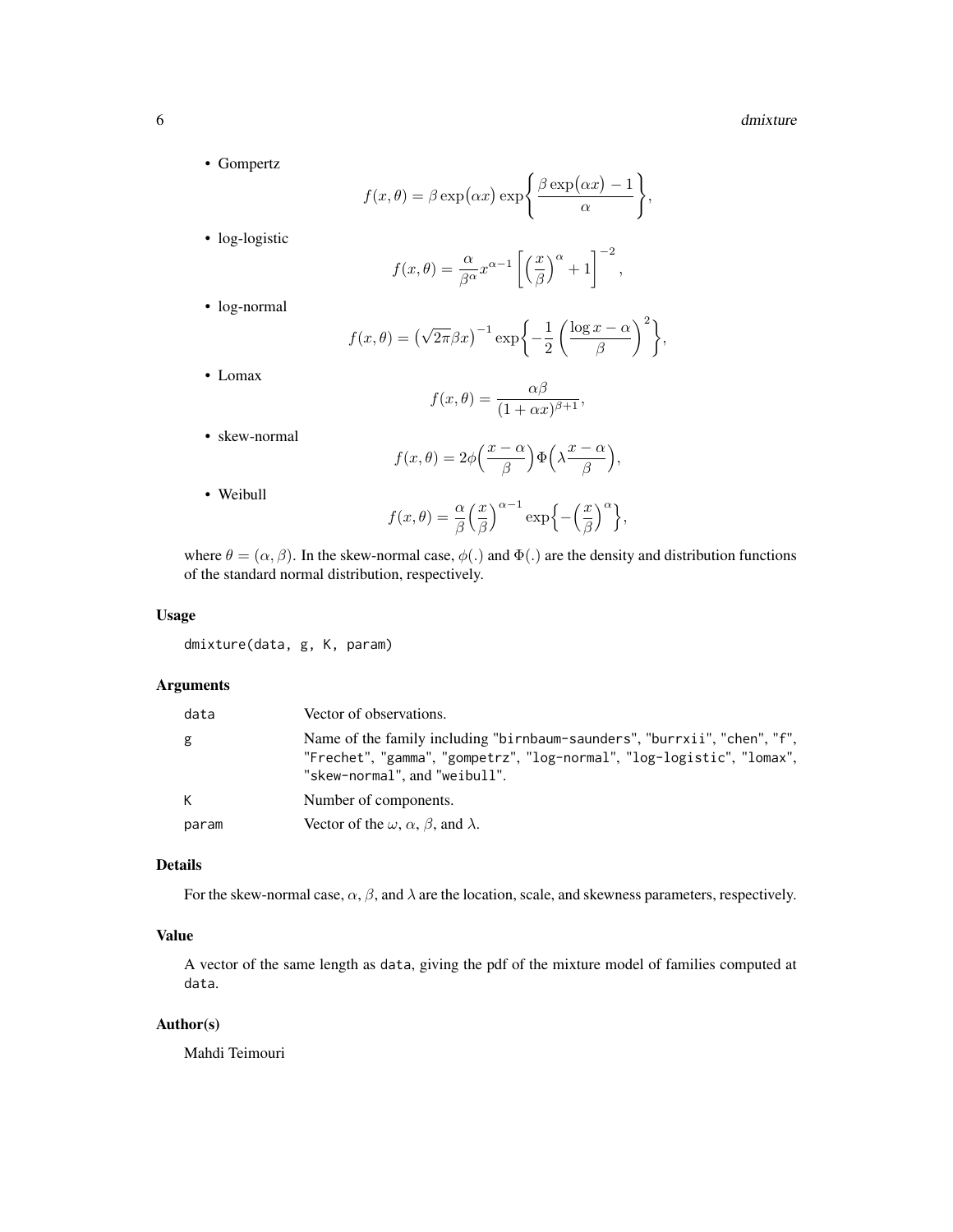- Gompertz

$$f(x,\theta) = \beta \exp\big(\alpha x\big) \exp\Bigg\{ \frac{\beta \exp\big(\alpha x\big) - 1}{\alpha} \Bigg\},$$

- log-logistic

$$f(x,\theta) = \frac{\alpha}{\beta^{\alpha}} x^{\alpha-1} \left[ \left(\frac{x}{\beta}\right)^{\alpha} + 1 \right]^{-2},$$

- log-normal

$$f(x,\theta) = \big(\sqrt{2\pi}\beta x\big)^{-1} \exp\Bigg\{ -\frac{1}{2} \left( \frac{\log x - \alpha}{\beta} \right)^{2} \Bigg\},$$

- Lomax

$$f(x,\theta) = \frac{\alpha\beta}{(1+\alpha x)^{\beta+1}},$$

- skew-normal

$$f(x,\theta) = 2\phi\Big(\frac{x-\alpha}{\beta}\Big)\Phi\Big(\lambda\frac{x-\alpha}{\beta}\Big),$$

- Weibull

$$f(x,\theta) = \frac{\alpha}{\beta}\Big(\frac{x}{\beta}\Big)^{\alpha-1} \exp\Big\{ -\Big(\frac{x}{\beta}\Big)^{\alpha} \Big\},$$

where $\theta = (\alpha, \beta)$. In the skew-normal case, $\phi(.)$ and $\Phi(.)$ are the density and distribution functions of the standard normal distribution, respectively.

## Usage

```
dmixture(data, g, K, param)
```

## Arguments

| | |
|---|---|
| data | Vector of observations. |
| g | Name of the family including "birnbaum-saunders", "burrxii", "chen", "f", "Frechet", "gamma", "gompetrz", "log-normal", "log-logistic", "lomax", "skew-normal", and "weibull". |
| K | Number of components. |
| param | Vector of the $\omega$, $\alpha$, $\beta$, and $\lambda$. |

## Details

For the skew-normal case, $\alpha$, $\beta$, and $\lambda$ are the location, scale, and skewness parameters, respectively.

## Value

A vector of the same length as data, giving the pdf of the mixture model of families computed at data.

## Author(s)

Mahdi Teimouri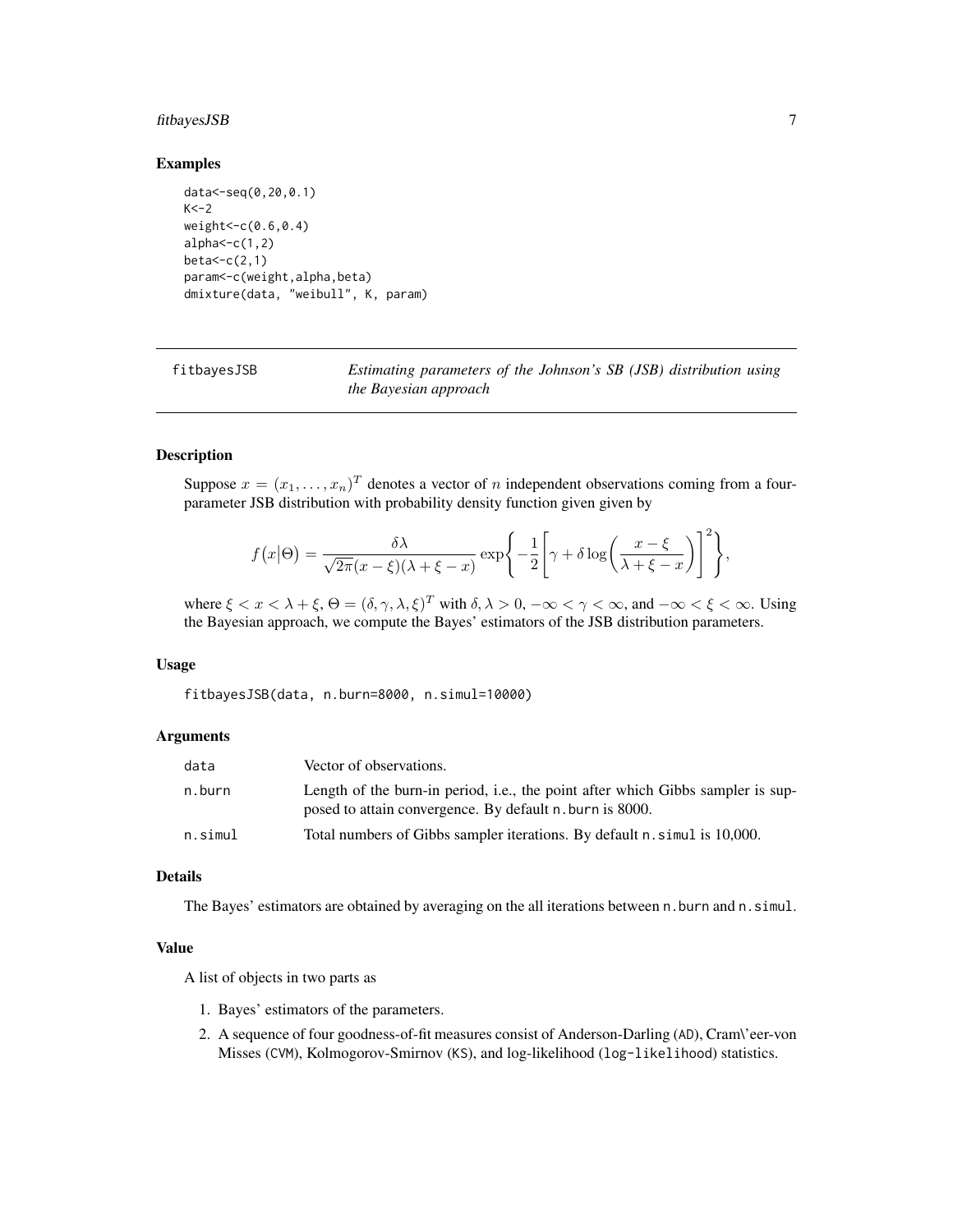## Examples

```
data<-seq(0,20,0.1)
K<-2
weight<-c(0.6,0.4)
alpha<-c(1,2)
beta<-c(2,1)
param<-c(weight,alpha,beta)
dmixture(data, "weibull", K, param)
```

---

# fitbayesJSB — *Estimating parameters of the Johnson's SB (JSB) distribution using the Bayesian approach*

---

## Description

Suppose $x = (x_1, \dots, x_n)^T$ denotes a vector of $n$ independent observations coming from a four-parameter JSB distribution with probability density function given given by

$$f(x|\Theta) = \frac{\delta\lambda}{\sqrt{2\pi}(x-\xi)(\lambda+\xi-x)} \exp\left\{-\frac{1}{2}\left[\gamma + \delta \log\left(\frac{x-\xi}{\lambda+\xi-x}\right)\right]^2\right\},$$

where $\xi < x < \lambda + \xi$, $\Theta = (\delta, \gamma, \lambda, \xi)^T$ with $\delta, \lambda > 0$, $-\infty < \gamma < \infty$, and $-\infty < \xi < \infty$. Using the Bayesian approach, we compute the Bayes' estimators of the JSB distribution parameters.

## Usage

```
fitbayesJSB(data, n.burn=8000, n.simul=10000)
```

## Arguments

| | |
|---|---|
| data | Vector of observations. |
| n.burn | Length of the burn-in period, i.e., the point after which Gibbs sampler is supposed to attain convergence. By default n.burn is 8000. |
| n.simul | Total numbers of Gibbs sampler iterations. By default n.simul is 10,000. |

## Details

The Bayes' estimators are obtained by averaging on the all iterations between n.burn and n.simul.

## Value

A list of objects in two parts as

1. Bayes' estimators of the parameters.
2. A sequence of four goodness-of-fit measures consist of Anderson-Darling (AD), Cram\'eer-von Misses (CVM), Kolmogorov-Smirnov (KS), and log-likelihood (log-likelihood) statistics.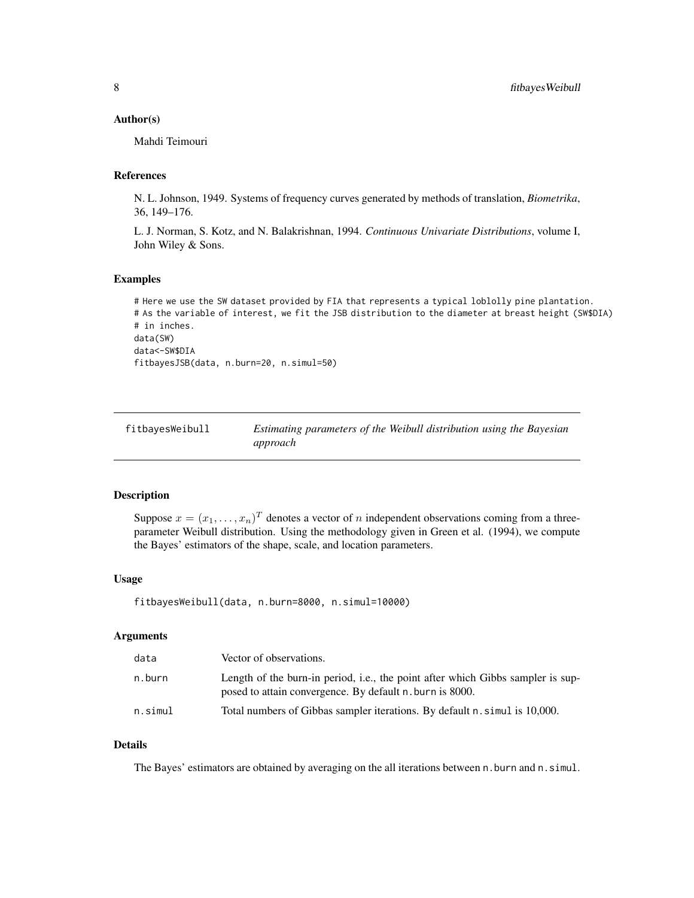### Author(s)

Mahdi Teimouri

### References

N. L. Johnson, 1949. Systems of frequency curves generated by methods of translation, *Biometrika*, 36, 149–176.

L. J. Norman, S. Kotz, and N. Balakrishnan, 1994. *Continuous Univariate Distributions*, volume I, John Wiley & Sons.

### Examples

```
# Here we use the SW dataset provided by FIA that represents a typical loblolly pine plantation.
# As the variable of interest, we fit the JSB distribution to the diameter at breast height (SW$DIA)
# in inches.
data(SW)
data<-SW$DIA
fitbayesJSB(data, n.burn=20, n.simul=50)
```

---

## fitbayesWeibull — *Estimating parameters of the Weibull distribution using the Bayesian approach*

### Description

Suppose $x = (x_1, \ldots, x_n)^T$ denotes a vector of $n$ independent observations coming from a three-parameter Weibull distribution. Using the methodology given in Green et al. (1994), we compute the Bayes' estimators of the shape, scale, and location parameters.

### Usage

```
fitbayesWeibull(data, n.burn=8000, n.simul=10000)
```

### Arguments

| | |
|---|---|
| data | Vector of observations. |
| n.burn | Length of the burn-in period, i.e., the point after which Gibbs sampler is supposed to attain convergence. By default n.burn is 8000. |
| n.simul | Total numbers of Gibbas sampler iterations. By default n.simul is 10,000. |

### Details

The Bayes' estimators are obtained by averaging on the all iterations between n.burn and n.simul.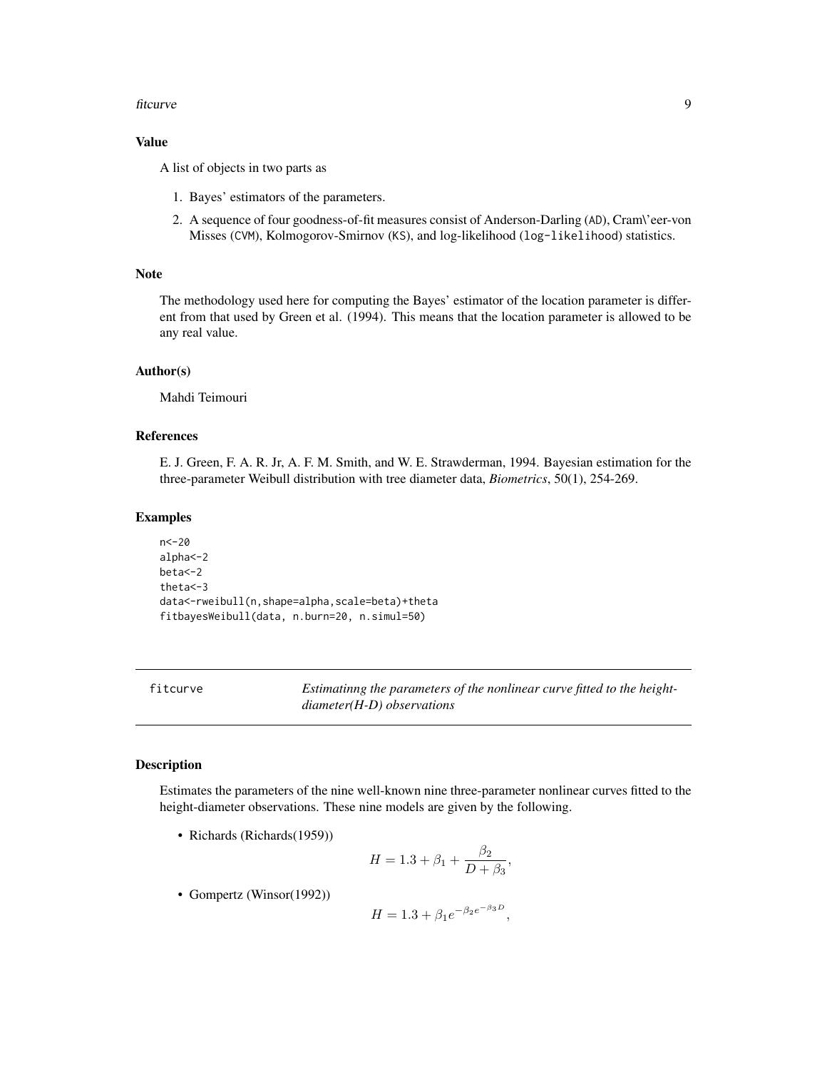### Value

A list of objects in two parts as

1. Bayes' estimators of the parameters.
2. A sequence of four goodness-of-fit measures consist of Anderson-Darling (AD), Cram\'eer-von Misses (CVM), Kolmogorov-Smirnov (KS), and log-likelihood (log-likelihood) statistics.

### Note

The methodology used here for computing the Bayes' estimator of the location parameter is different from that used by Green et al. (1994). This means that the location parameter is allowed to be any real value.

### Author(s)

Mahdi Teimouri

### References

E. J. Green, F. A. R. Jr, A. F. M. Smith, and W. E. Strawderman, 1994. Bayesian estimation for the three-parameter Weibull distribution with tree diameter data, *Biometrics*, 50(1), 254-269.

### Examples

```
n<-20
alpha<-2
beta<-2
theta<-3
data<-rweibull(n,shape=alpha,scale=beta)+theta
fitbayesWeibull(data, n.burn=20, n.simul=50)
```

---

## fitcurve — *Estimatinng the parameters of the nonlinear curve fitted to the height-diameter(H-D) observations*

### Description

Estimates the parameters of the nine well-known nine three-parameter nonlinear curves fitted to the height-diameter observations. These nine models are given by the following.

- Richards (Richards(1959))

$$H = 1.3 + \beta_1 + \frac{\beta_2}{D + \beta_3},$$

- Gompertz (Winsor(1992))

$$H = 1.3 + \beta_1 e^{-\beta_2 e^{-\beta_3 D}},$$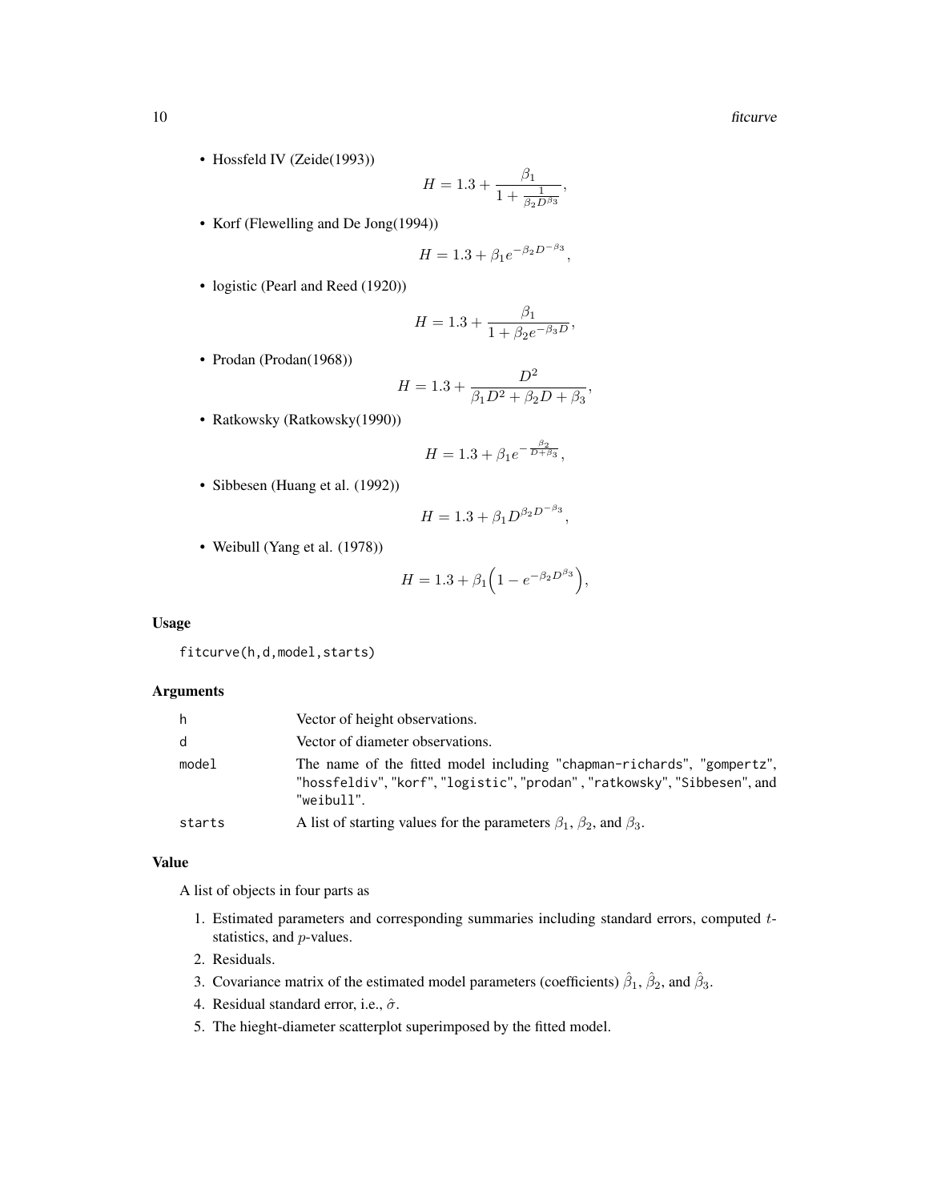- Hossfeld IV (Zeide(1993))

$$H = 1.3 + \frac{\beta_1}{1 + \frac{1}{\beta_2 D^{\beta_3}}},$$

- Korf (Flewelling and De Jong(1994))

$$H = 1.3 + \beta_1 e^{-\beta_2 D^{-\beta_3}},$$

- logistic (Pearl and Reed (1920))

$$H = 1.3 + \frac{\beta_1}{1 + \beta_2 e^{-\beta_3 D}},$$

- Prodan (Prodan(1968))

$$H = 1.3 + \frac{D^2}{\beta_1 D^2 + \beta_2 D + \beta_3},$$

- Ratkowsky (Ratkowsky(1990))

$$H = 1.3 + \beta_1 e^{-\frac{\beta_2}{D + \beta_3}},$$

- Sibbesen (Huang et al. (1992))

$$H = 1.3 + \beta_1 D^{\beta_2 D^{-\beta_3}},$$

- Weibull (Yang et al. (1978))

$$H = 1.3 + \beta_1 \Big(1 - e^{-\beta_2 D^{\beta_3}}\Big),$$

### Usage

```
fitcurve(h,d,model,starts)
```

### Arguments

| | |
|---|---|
| h | Vector of height observations. |
| d | Vector of diameter observations. |
| model | The name of the fitted model including "chapman-richards", "gompertz", "hossfeldiv", "korf", "logistic", "prodan" , "ratkowsky", "Sibbesen", and "weibull". |
| starts | A list of starting values for the parameters $\beta_1$, $\beta_2$, and $\beta_3$. |

### Value

A list of objects in four parts as

1. Estimated parameters and corresponding summaries including standard errors, computed $t$-statistics, and $p$-values.
2. Residuals.
3. Covariance matrix of the estimated model parameters (coefficients) $\hat{\beta}_1$, $\hat{\beta}_2$, and $\hat{\beta}_3$.
4. Residual standard error, i.e., $\hat{\sigma}$.
5. The hieght-diameter scatterplot superimposed by the fitted model.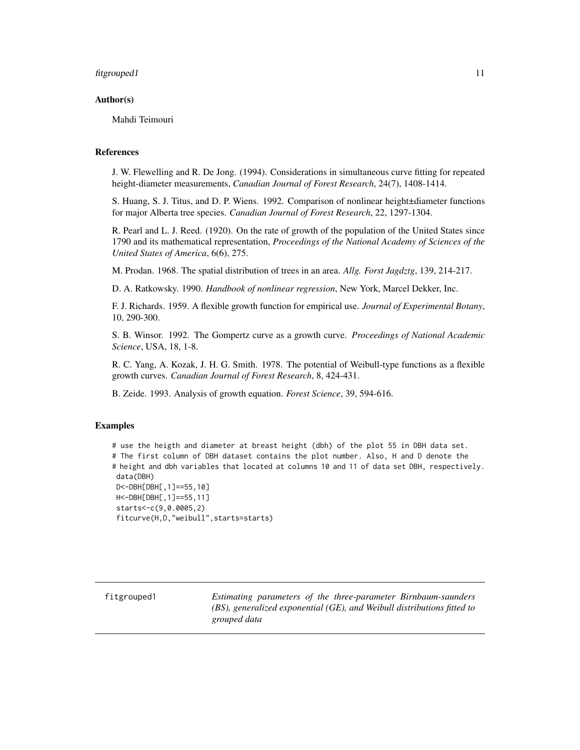### Author(s)

Mahdi Teimouri

### References

J. W. Flewelling and R. De Jong. (1994). Considerations in simultaneous curve fitting for repeated height-diameter measurements, *Canadian Journal of Forest Research*, 24(7), 1408-1414.

S. Huang, S. J. Titus, and D. P. Wiens. 1992. Comparison of nonlinear height±diameter functions for major Alberta tree species. *Canadian Journal of Forest Research*, 22, 1297-1304.

R. Pearl and L. J. Reed. (1920). On the rate of growth of the population of the United States since 1790 and its mathematical representation, *Proceedings of the National Academy of Sciences of the United States of America*, 6(6), 275.

M. Prodan. 1968. The spatial distribution of trees in an area. *Allg. Forst Jagdztg*, 139, 214-217.

D. A. Ratkowsky. 1990. *Handbook of nonlinear regression*, New York, Marcel Dekker, Inc.

F. J. Richards. 1959. A flexible growth function for empirical use. *Journal of Experimental Botany*, 10, 290-300.

S. B. Winsor. 1992. The Gompertz curve as a growth curve. *Proceedings of National Academic Science*, USA, 18, 1-8.

R. C. Yang, A. Kozak, J. H. G. Smith. 1978. The potential of Weibull-type functions as a flexible growth curves. *Canadian Journal of Forest Research*, 8, 424-431.

B. Zeide. 1993. Analysis of growth equation. *Forest Science*, 39, 594-616.

### Examples

```
# use the heigth and diameter at breast height (dbh) of the plot 55 in DBH data set.
# The first column of DBH dataset contains the plot number. Also, H and D denote the
# height and dbh variables that located at columns 10 and 11 of data set DBH, respectively.
 data(DBH)
 D<-DBH[DBH[,1]==55,10]
 H<-DBH[DBH[,1]==55,11]
 starts<-c(9,0.0005,2)
 fitcurve(H,D,"weibull",starts=starts)
```

---

## fitgrouped1 — *Estimating parameters of the three-parameter Birnbaum-saunders (BS), generalized exponential (GE), and Weibull distributions fitted to grouped data*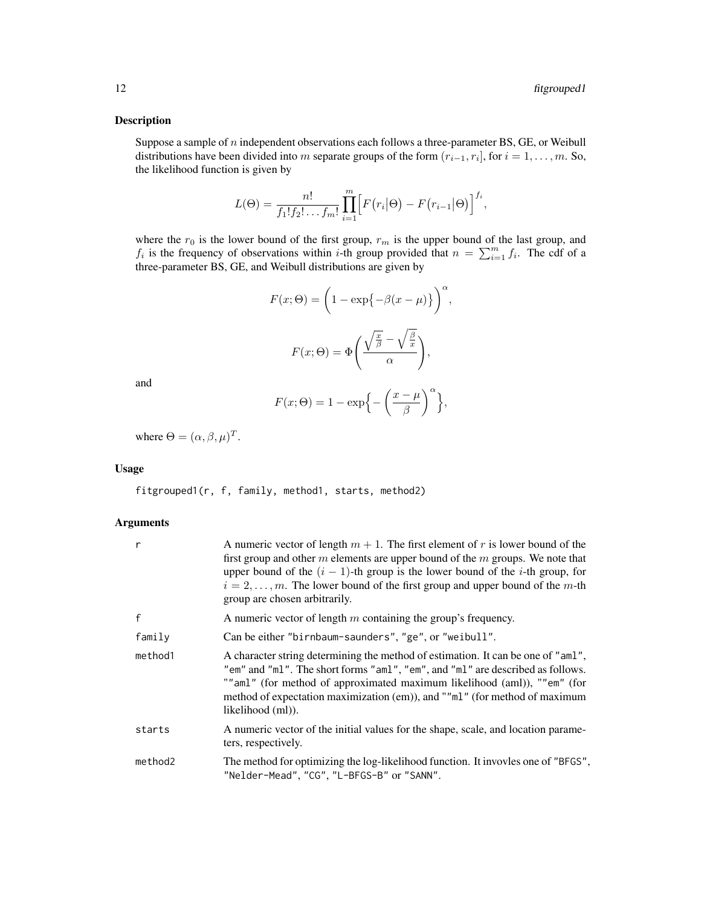## Description

Suppose a sample of $n$ independent observations each follows a three-parameter BS, GE, or Weibull distributions have been divided into $m$ separate groups of the form $(r_{i-1}, r_i]$, for $i = 1, \ldots, m$. So, the likelihood function is given by

$$L(\Theta) = \frac{n!}{f_1! f_2! \ldots f_m!} \prod_{i=1}^{m} \Big[ F\big(r_i|\Theta\big) - F\big(r_{i-1}|\Theta\big) \Big]^{f_i},$$

where the $r_0$ is the lower bound of the first group, $r_m$ is the upper bound of the last group, and $f_i$ is the frequency of observations within $i$-th group provided that $n = \sum_{i=1}^{m} f_i$. The cdf of a three-parameter BS, GE, and Weibull distributions are given by

$$F(x;\Theta) = \bigg(1 - \exp\big\{-\beta(x-\mu)\big\}\bigg)^{\alpha},$$

$$F(x;\Theta) = \Phi\left(\frac{\sqrt{\frac{x}{\beta}} - \sqrt{\frac{\beta}{x}}}{\alpha}\right),$$

and

$$F(x;\Theta) = 1 - \exp\Big\{-\Big(\frac{x-\mu}{\beta}\Big)^{\alpha}\Big\},$$

where $\Theta = (\alpha, \beta, \mu)^T$.

## Usage

```
fitgrouped1(r, f, family, method1, starts, method2)
```

## Arguments

| | |
|---|---|
| r | A numeric vector of length $m+1$. The first element of $r$ is lower bound of the first group and other $m$ elements are upper bound of the $m$ groups. We note that upper bound of the $(i-1)$-th group is the lower bound of the $i$-th group, for $i = 2, \ldots, m$. The lower bound of the first group and upper bound of the $m$-th group are chosen arbitrarily. |
| f | A numeric vector of length $m$ containing the group's frequency. |
| family | Can be either "birnbaum-saunders", "ge", or "weibull". |
| method1 | A character string determining the method of estimation. It can be one of "aml", "em" and "ml". The short forms "aml", "em", and "ml" are described as follows. ""aml" (for method of approximated maximum likelihood (aml)), ""em" (for method of expectation maximization (em)), and ""ml" (for method of maximum likelihood (ml)). |
| starts | A numeric vector of the initial values for the shape, scale, and location parameters, respectively. |
| method2 | The method for optimizing the log-likelihood function. It invovles one of "BFGS", "Nelder-Mead", "CG", "L-BFGS-B" or "SANN". |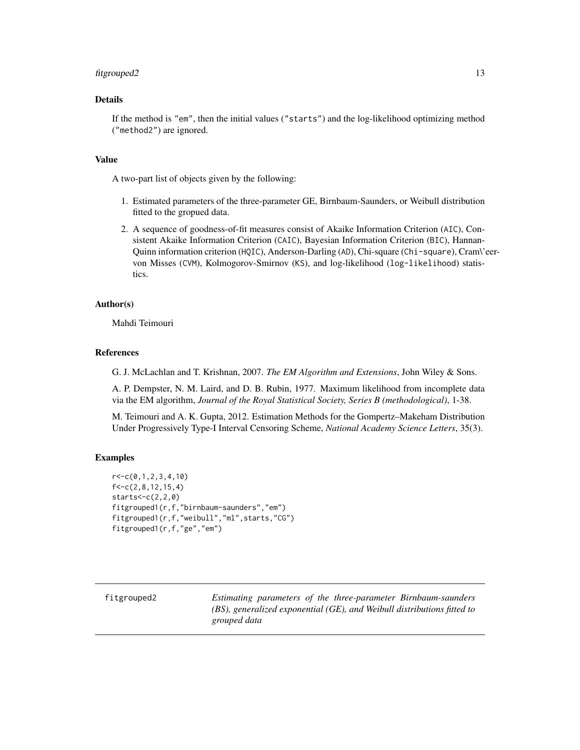### Details

If the method is "em", then the initial values ("starts") and the log-likelihood optimizing method ("method2") are ignored.

### Value

A two-part list of objects given by the following:

1. Estimated parameters of the three-parameter GE, Birnbaum-Saunders, or Weibull distribution fitted to the gropued data.
2. A sequence of goodness-of-fit measures consist of Akaike Information Criterion (AIC), Consistent Akaike Information Criterion (CAIC), Bayesian Information Criterion (BIC), Hannan-Quinn information criterion (HQIC), Anderson-Darling (AD), Chi-square (Chi-square), Cram\'eer-von Misses (CVM), Kolmogorov-Smirnov (KS), and log-likelihood (log-likelihood) statistics.

### Author(s)

Mahdi Teimouri

### References

G. J. McLachlan and T. Krishnan, 2007. *The EM Algorithm and Extensions*, John Wiley & Sons.

A. P. Dempster, N. M. Laird, and D. B. Rubin, 1977. Maximum likelihood from incomplete data via the EM algorithm, *Journal of the Royal Statistical Society, Series B (methodological)*, 1-38.

M. Teimouri and A. K. Gupta, 2012. Estimation Methods for the Gompertz–Makeham Distribution Under Progressively Type-I Interval Censoring Scheme, *National Academy Science Letters*, 35(3).

### Examples

```
r<-c(0,1,2,3,4,10)
f<-c(2,8,12,15,4)
starts<-c(2,2,0)
fitgrouped1(r,f,"birnbaum-saunders","em")
fitgrouped1(r,f,"weibull","ml",starts,"CG")
fitgrouped1(r,f,"ge","em")
```

---

## fitgrouped2 — *Estimating parameters of the three-parameter Birnbaum-saunders (BS), generalized exponential (GE), and Weibull distributions fitted to grouped data*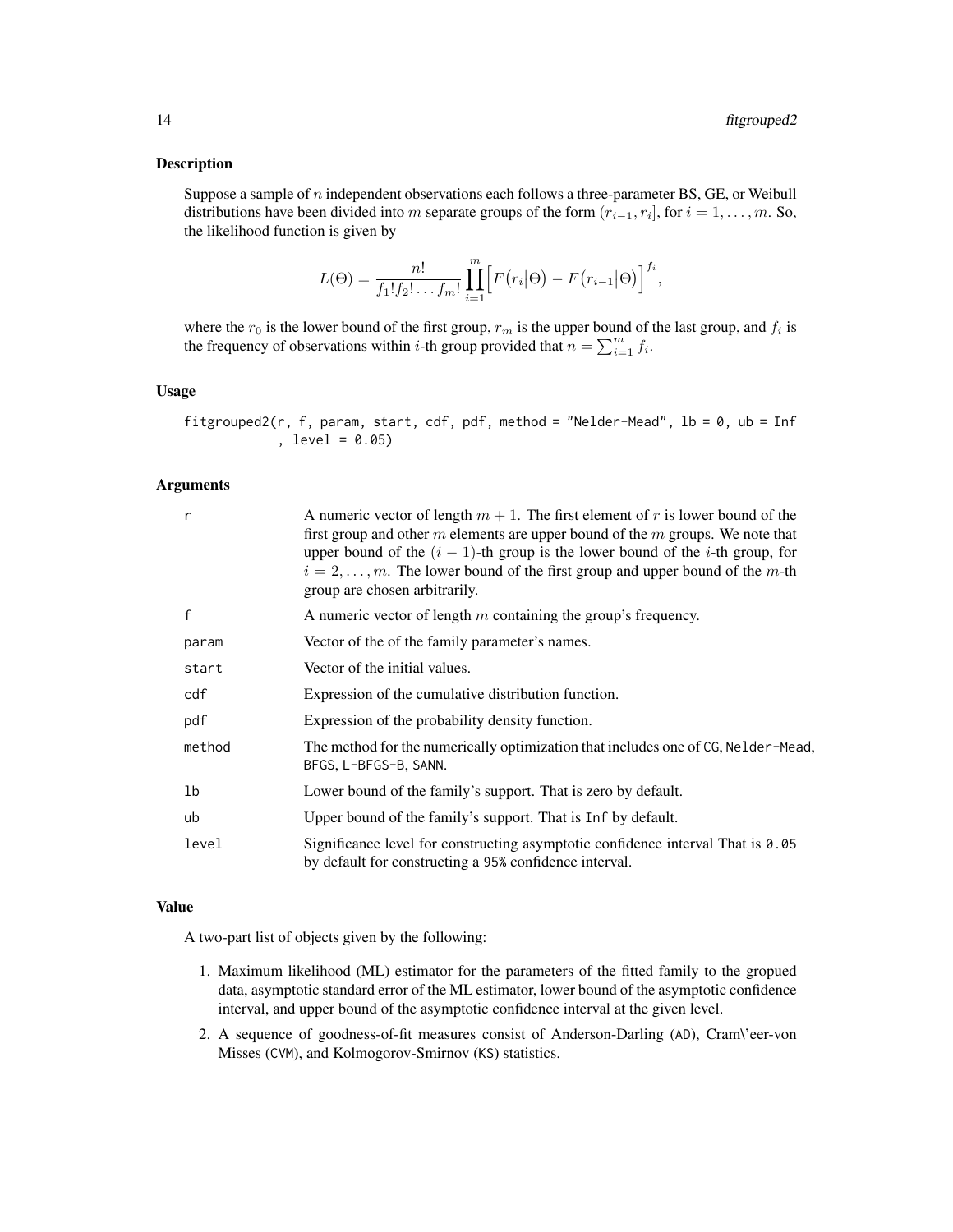### Description

Suppose a sample of $n$ independent observations each follows a three-parameter BS, GE, or Weibull distributions have been divided into $m$ separate groups of the form $(r_{i-1}, r_i]$, for $i = 1, \ldots, m$. So, the likelihood function is given by

$$L(\Theta) = \frac{n!}{f_1! f_2! \ldots f_m!} \prod_{i=1}^{m} \Big[ F\big(r_i \big| \Theta\big) - F\big(r_{i-1} \big| \Theta\big) \Big]^{f_i},$$

where the $r_0$ is the lower bound of the first group, $r_m$ is the upper bound of the last group, and $f_i$ is the frequency of observations within $i$-th group provided that $n = \sum_{i=1}^{m} f_i$.

### Usage

```
fitgrouped2(r, f, param, start, cdf, pdf, method = "Nelder-Mead", lb = 0, ub = Inf
           , level = 0.05)
```

### Arguments

| | |
|---|---|
| r | A numeric vector of length $m+1$. The first element of $r$ is lower bound of the first group and other $m$ elements are upper bound of the $m$ groups. We note that upper bound of the $(i-1)$-th group is the lower bound of the $i$-th group, for $i = 2, \ldots, m$. The lower bound of the first group and upper bound of the $m$-th group are chosen arbitrarily. |
| f | A numeric vector of length $m$ containing the group's frequency. |
| param | Vector of the of the family parameter's names. |
| start | Vector of the initial values. |
| cdf | Expression of the cumulative distribution function. |
| pdf | Expression of the probability density function. |
| method | The method for the numerically optimization that includes one of CG, Nelder-Mead, BFGS, L-BFGS-B, SANN. |
| lb | Lower bound of the family's support. That is zero by default. |
| ub | Upper bound of the family's support. That is Inf by default. |
| level | Significance level for constructing asymptotic confidence interval That is 0.05 by default for constructing a 95% confidence interval. |

### Value

A two-part list of objects given by the following:

1. Maximum likelihood (ML) estimator for the parameters of the fitted family to the gropued data, asymptotic standard error of the ML estimator, lower bound of the asymptotic confidence interval, and upper bound of the asymptotic confidence interval at the given level.
2. A sequence of goodness-of-fit measures consist of Anderson-Darling (AD), Cram\'eer-von Misses (CVM), and Kolmogorov-Smirnov (KS) statistics.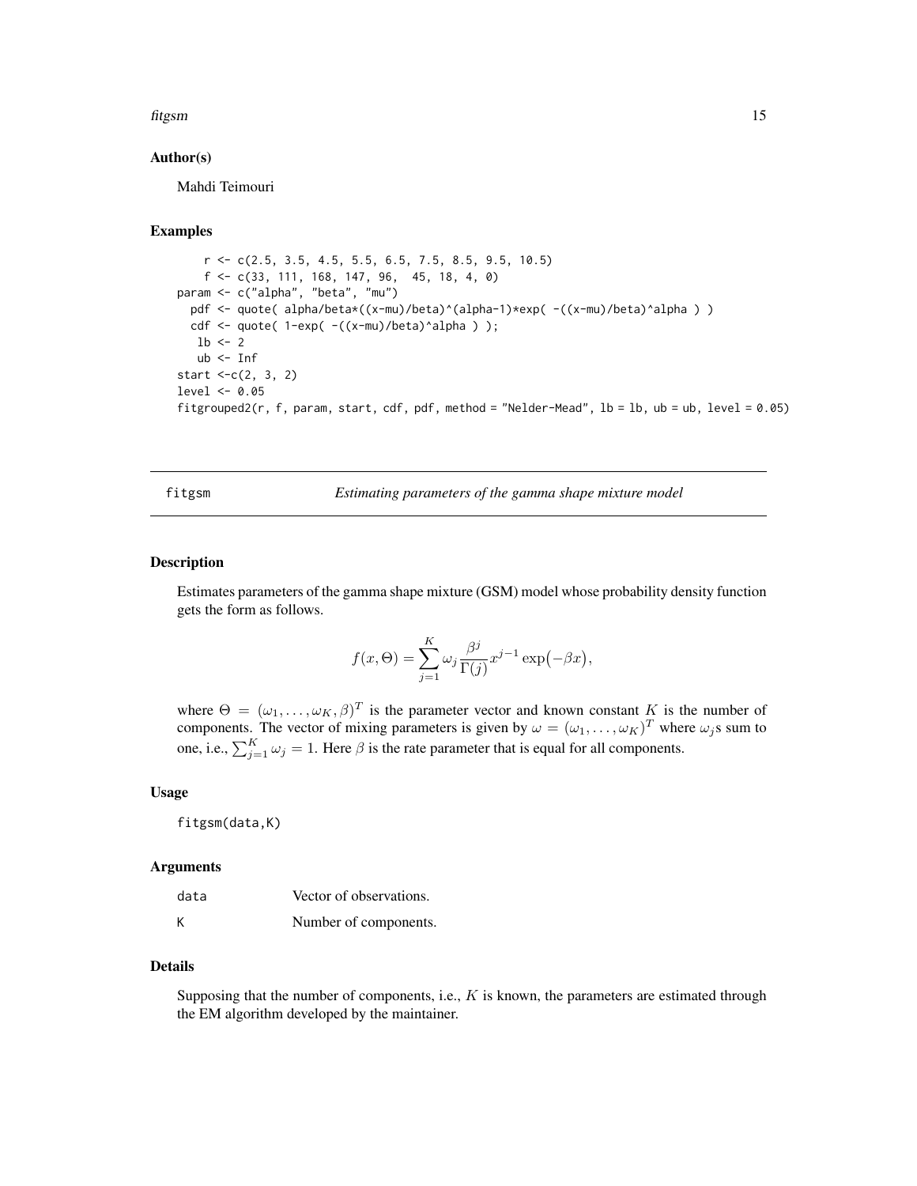### Author(s)

Mahdi Teimouri

### Examples

```
     r <- c(2.5, 3.5, 4.5, 5.5, 6.5, 7.5, 8.5, 9.5, 10.5)
     f <- c(33, 111, 168, 147, 96,  45, 18, 4, 0)
param <- c("alpha", "beta", "mu")
  pdf <- quote( alpha/beta*((x-mu)/beta)^(alpha-1)*exp( -((x-mu)/beta)^alpha ) )
  cdf <- quote( 1-exp( -((x-mu)/beta)^alpha ) );
   lb <- 2
   ub <- Inf
start <-c(2, 3, 2)
level <- 0.05
fitgrouped2(r, f, param, start, cdf, pdf, method = "Nelder-Mead", lb = lb, ub = ub, level = 0.05)
```

---

## fitgsm    *Estimating parameters of the gamma shape mixture model*

---

### Description

Estimates parameters of the gamma shape mixture (GSM) model whose probability density function gets the form as follows.

$$f(x, \Theta) = \sum_{j=1}^{K} \omega_j \frac{\beta^j}{\Gamma(j)} x^{j-1} \exp\bigl(-\beta x\bigr),$$

where $\Theta = (\omega_1, \ldots, \omega_K, \beta)^T$ is the parameter vector and known constant $K$ is the number of components. The vector of mixing parameters is given by $\omega = (\omega_1, \ldots, \omega_K)^T$ where $\omega_j$s sum to one, i.e., $\sum_{j=1}^{K} \omega_j = 1$. Here $\beta$ is the rate parameter that is equal for all components.

### Usage

```
fitgsm(data,K)
```

### Arguments

| | |
|---|---|
| data | Vector of observations. |
| K | Number of components. |

### Details

Supposing that the number of components, i.e., $K$ is known, the parameters are estimated through the EM algorithm developed by the maintainer.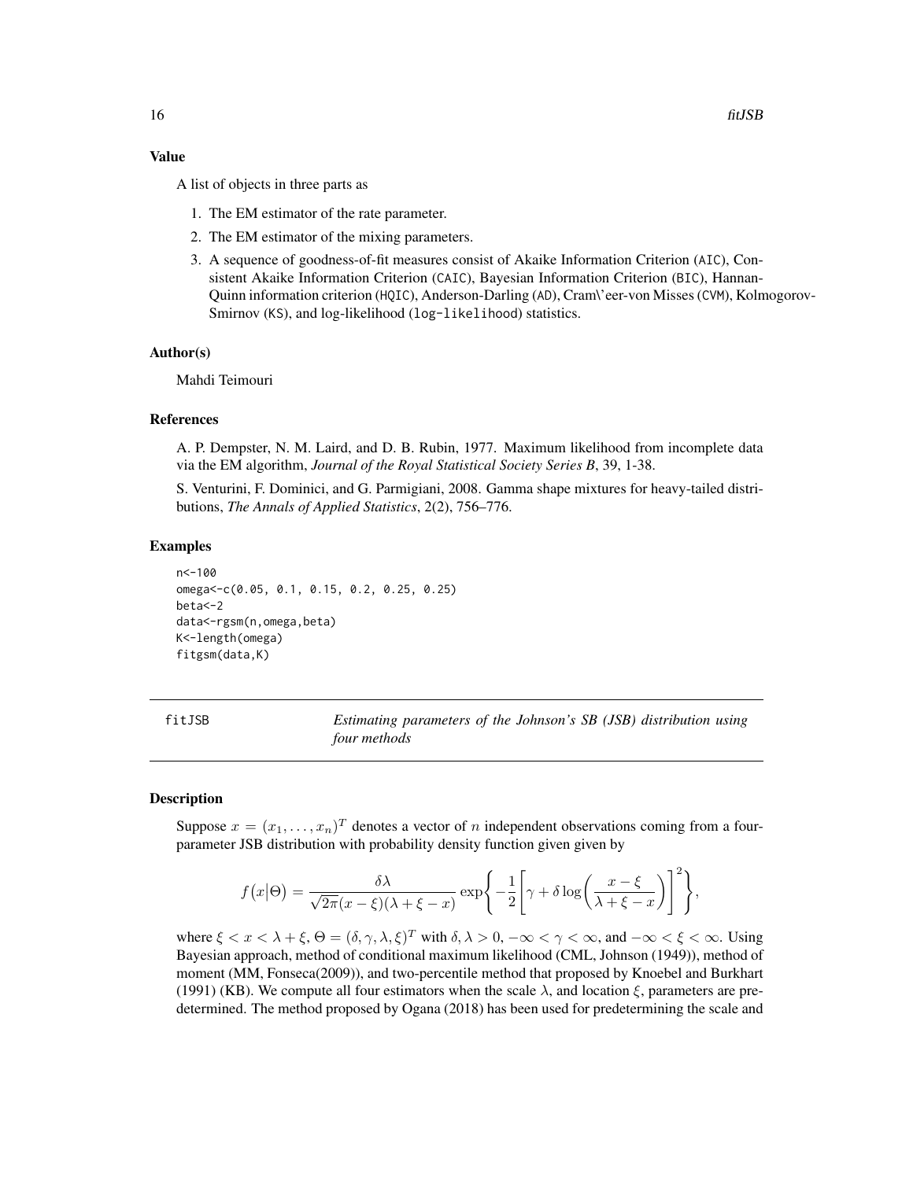### Value

A list of objects in three parts as

1. The EM estimator of the rate parameter.
2. The EM estimator of the mixing parameters.
3. A sequence of goodness-of-fit measures consist of Akaike Information Criterion (AIC), Consistent Akaike Information Criterion (CAIC), Bayesian Information Criterion (BIC), Hannan-Quinn information criterion (HQIC), Anderson-Darling (AD), Cram\'eer-von Misses (CVM), Kolmogorov-Smirnov (KS), and log-likelihood (log-likelihood) statistics.

### Author(s)

Mahdi Teimouri

### References

A. P. Dempster, N. M. Laird, and D. B. Rubin, 1977. Maximum likelihood from incomplete data via the EM algorithm, *Journal of the Royal Statistical Society Series B*, 39, 1-38.

S. Venturini, F. Dominici, and G. Parmigiani, 2008. Gamma shape mixtures for heavy-tailed distributions, *The Annals of Applied Statistics*, 2(2), 756–776.

### Examples

```
n<-100
omega<-c(0.05, 0.1, 0.15, 0.2, 0.25, 0.25)
beta<-2
data<-rgsm(n,omega,beta)
K<-length(omega)
fitgsm(data,K)
```

---

## fitJSB — *Estimating parameters of the Johnson's SB (JSB) distribution using four methods*

---

### Description

Suppose $x = (x_1, \dots, x_n)^T$ denotes a vector of $n$ independent observations coming from a four-parameter JSB distribution with probability density function given given by

$$f\big(x\big|\Theta\big) = \frac{\delta\lambda}{\sqrt{2\pi}(x-\xi)(\lambda+\xi-x)} \exp\Bigg\{-\frac{1}{2}\Bigg[\gamma + \delta \log\bigg(\frac{x-\xi}{\lambda+\xi-x}\bigg)\Bigg]^2\Bigg\},$$

where $\xi < x < \lambda + \xi$, $\Theta = (\delta, \gamma, \lambda, \xi)^T$ with $\delta, \lambda > 0$, $-\infty < \gamma < \infty$, and $-\infty < \xi < \infty$. Using Bayesian approach, method of conditional maximum likelihood (CML, Johnson (1949)), method of moment (MM, Fonseca(2009)), and two-percentile method that proposed by Knoebel and Burkhart (1991) (KB). We compute all four estimators when the scale $\lambda$, and location $\xi$, parameters are predetermined. The method proposed by Ogana (2018) has been used for predetermining the scale and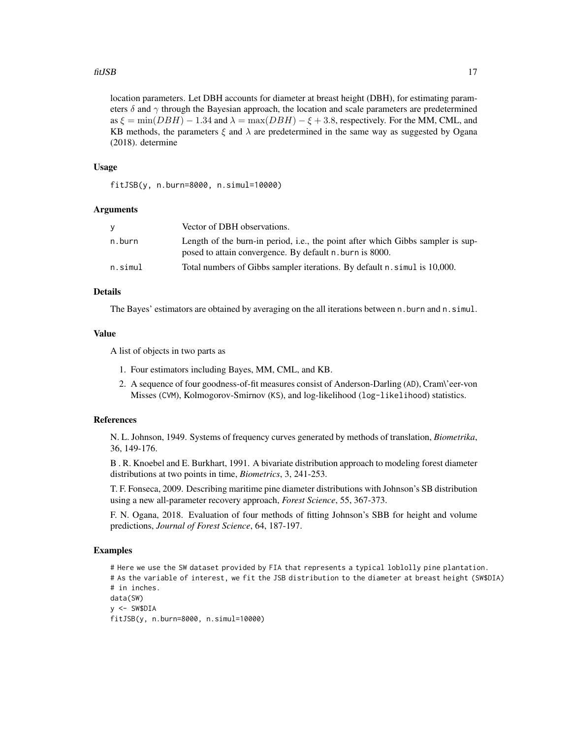location parameters. Let DBH accounts for diameter at breast height (DBH), for estimating parameters $\delta$ and $\gamma$ through the Bayesian approach, the location and scale parameters are predetermined as $\xi = \min(DBH) - 1.34$ and $\lambda = \max(DBH) - \xi + 3.8$, respectively. For the MM, CML, and KB methods, the parameters $\xi$ and $\lambda$ are predetermined in the same way as suggested by Ogana (2018). determine

### Usage

```
fitJSB(y, n.burn=8000, n.simul=10000)
```

### Arguments

| | |
|---|---|
| y | Vector of DBH observations. |
| n.burn | Length of the burn-in period, i.e., the point after which Gibbs sampler is supposed to attain convergence. By default n.burn is 8000. |
| n.simul | Total numbers of Gibbs sampler iterations. By default n.simul is 10,000. |

### Details

The Bayes' estimators are obtained by averaging on the all iterations between n.burn and n.simul.

### Value

A list of objects in two parts as

1. Four estimators including Bayes, MM, CML, and KB.
2. A sequence of four goodness-of-fit measures consist of Anderson-Darling (AD), Cram\'eer-von Misses (CVM), Kolmogorov-Smirnov (KS), and log-likelihood (log-likelihood) statistics.

### References

N. L. Johnson, 1949. Systems of frequency curves generated by methods of translation, *Biometrika*, 36, 149-176.

B . R. Knoebel and E. Burkhart, 1991. A bivariate distribution approach to modeling forest diameter distributions at two points in time, *Biometrics*, 3, 241-253.

T. F. Fonseca, 2009. Describing maritime pine diameter distributions with Johnson's SB distribution using a new all-parameter recovery approach, *Forest Science*, 55, 367-373.

F. N. Ogana, 2018. Evaluation of four methods of fitting Johnson's SBB for height and volume predictions, *Journal of Forest Science*, 64, 187-197.

### Examples

```
# Here we use the SW dataset provided by FIA that represents a typical loblolly pine plantation.
# As the variable of interest, we fit the JSB distribution to the diameter at breast height (SW$DIA)
# in inches.
data(SW)
y <- SW$DIA
fitJSB(y, n.burn=8000, n.simul=10000)
```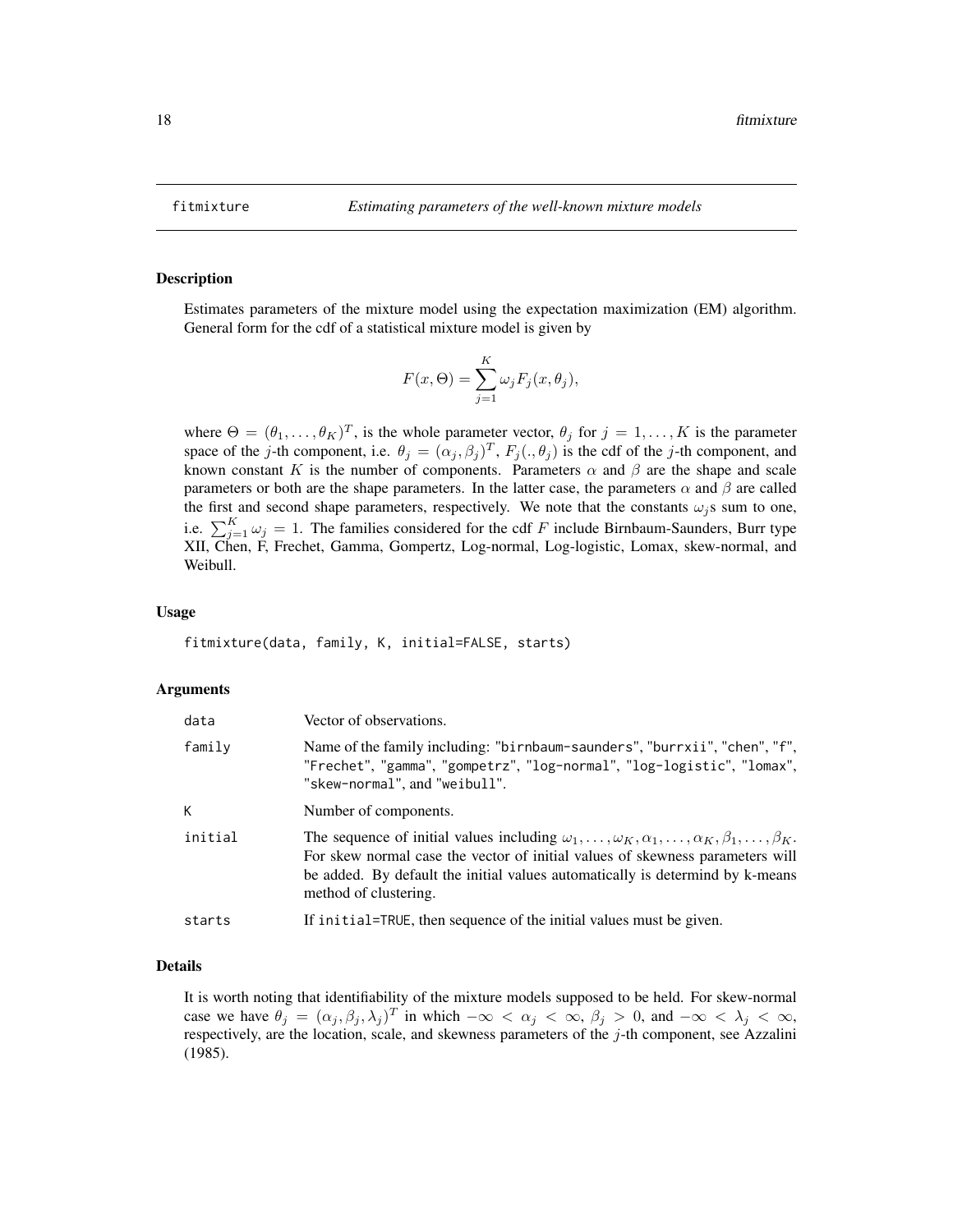fitmixture — *Estimating parameters of the well-known mixture models*

## Description

Estimates parameters of the mixture model using the expectation maximization (EM) algorithm. General form for the cdf of a statistical mixture model is given by

$$F(x, \Theta) = \sum_{j=1}^{K} \omega_j F_j(x, \theta_j),$$

where $\Theta = (\theta_1, \ldots, \theta_K)^T$, is the whole parameter vector, $\theta_j$ for $j = 1, \ldots, K$ is the parameter space of the $j$-th component, i.e. $\theta_j = (\alpha_j, \beta_j)^T$, $F_j(., \theta_j)$ is the cdf of the $j$-th component, and known constant $K$ is the number of components. Parameters $\alpha$ and $\beta$ are the shape and scale parameters or both are the shape parameters. In the latter case, the parameters $\alpha$ and $\beta$ are called the first and second shape parameters, respectively. We note that the constants $\omega_j$s sum to one, i.e. $\sum_{j=1}^{K} \omega_j = 1$. The families considered for the cdf $F$ include Birnbaum-Saunders, Burr type XII, Chen, F, Frechet, Gamma, Gompertz, Log-normal, Log-logistic, Lomax, skew-normal, and Weibull.

## Usage

```
fitmixture(data, family, K, initial=FALSE, starts)
```

## Arguments

| | |
|---|---|
| data | Vector of observations. |
| family | Name of the family including: "birnbaum-saunders", "burrxii", "chen", "f", "Frechet", "gamma", "gompetrz", "log-normal", "log-logistic", "lomax", "skew-normal", and "weibull". |
| K | Number of components. |
| initial | The sequence of initial values including $\omega_1, \ldots, \omega_K, \alpha_1, \ldots, \alpha_K, \beta_1, \ldots, \beta_K$. For skew normal case the vector of initial values of skewness parameters will be added. By default the initial values automatically is determind by k-means method of clustering. |
| starts | If initial=TRUE, then sequence of the initial values must be given. |

## Details

It is worth noting that identifiability of the mixture models supposed to be held. For skew-normal case we have $\theta_j = (\alpha_j, \beta_j, \lambda_j)^T$ in which $-\infty < \alpha_j < \infty$, $\beta_j > 0$, and $-\infty < \lambda_j < \infty$, respectively, are the location, scale, and skewness parameters of the $j$-th component, see Azzalini (1985).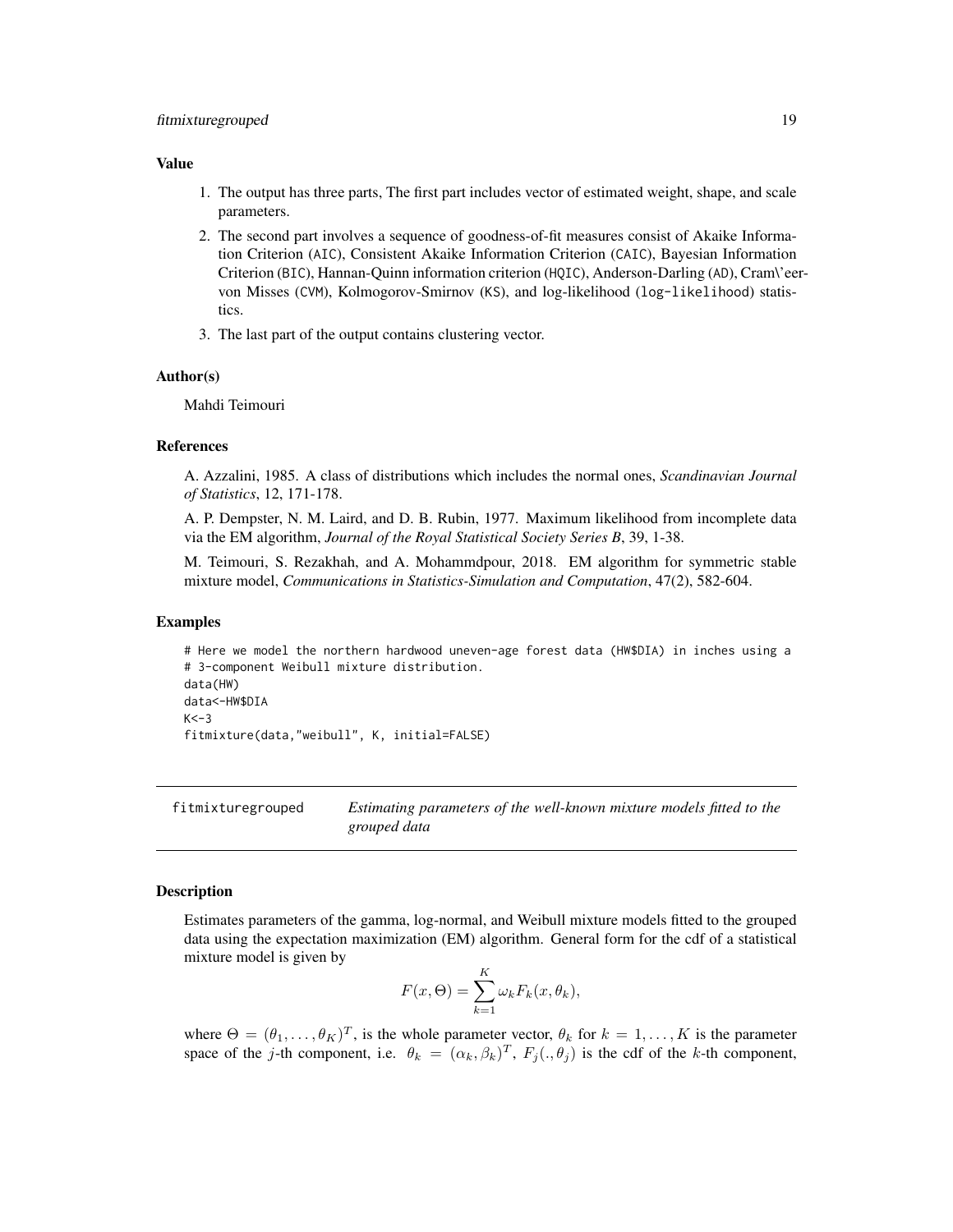### Value

1. The output has three parts, The first part includes vector of estimated weight, shape, and scale parameters.
2. The second part involves a sequence of goodness-of-fit measures consist of Akaike Information Criterion (AIC), Consistent Akaike Information Criterion (CAIC), Bayesian Information Criterion (BIC), Hannan-Quinn information criterion (HQIC), Anderson-Darling (AD), Cram\'eer-von Misses (CVM), Kolmogorov-Smirnov (KS), and log-likelihood (log-likelihood) statistics.
3. The last part of the output contains clustering vector.

### Author(s)

Mahdi Teimouri

### References

A. Azzalini, 1985. A class of distributions which includes the normal ones, *Scandinavian Journal of Statistics*, 12, 171-178.

A. P. Dempster, N. M. Laird, and D. B. Rubin, 1977. Maximum likelihood from incomplete data via the EM algorithm, *Journal of the Royal Statistical Society Series B*, 39, 1-38.

M. Teimouri, S. Rezakhah, and A. Mohammdpour, 2018. EM algorithm for symmetric stable mixture model, *Communications in Statistics-Simulation and Computation*, 47(2), 582-604.

### Examples

```
# Here we model the northern hardwood uneven-age forest data (HW$DIA) in inches using a
# 3-component Weibull mixture distribution.
data(HW)
data<-HW$DIA
K<-3
fitmixture(data,"weibull", K, initial=FALSE)
```

---

## fitmixturegrouped — *Estimating parameters of the well-known mixture models fitted to the grouped data*

### Description

Estimates parameters of the gamma, log-normal, and Weibull mixture models fitted to the grouped data using the expectation maximization (EM) algorithm. General form for the cdf of a statistical mixture model is given by

$$F(x, \Theta) = \sum_{k=1}^{K} \omega_k F_k(x, \theta_k),$$

where $\Theta = (\theta_1, \dots, \theta_K)^T$, is the whole parameter vector, $\theta_k$ for $k = 1, \dots, K$ is the parameter space of the $j$-th component, i.e. $\theta_k = (\alpha_k, \beta_k)^T$, $F_j(.,\theta_j)$ is the cdf of the $k$-th component,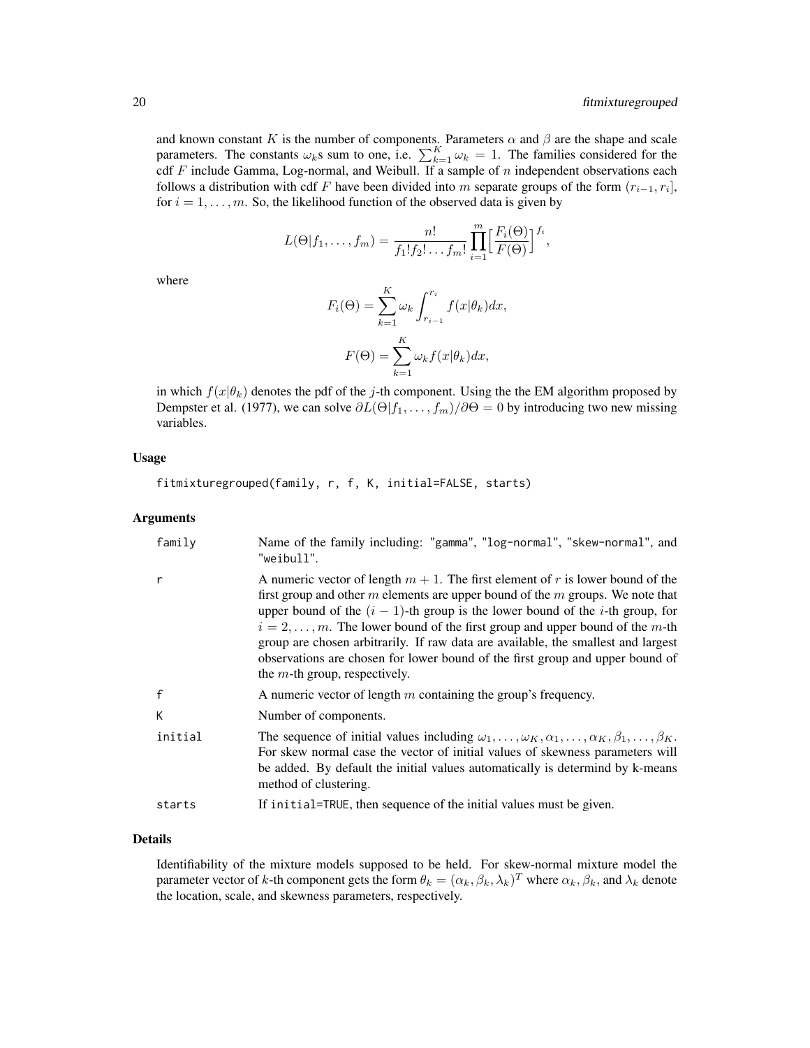and known constant $K$ is the number of components. Parameters $\alpha$ and $\beta$ are the shape and scale parameters. The constants $\omega_k$s sum to one, i.e. $\sum_{k=1}^{K} \omega_k = 1$. The families considered for the cdf $F$ include Gamma, Log-normal, and Weibull. If a sample of $n$ independent observations each follows a distribution with cdf $F$ have been divided into $m$ separate groups of the form $(r_{i-1}, r_i]$, for $i = 1, \ldots, m$. So, the likelihood function of the observed data is given by

$$L(\Theta|f_1, \ldots, f_m) = \frac{n!}{f_1! f_2! \ldots f_m!} \prod_{i=1}^{m} \Big[\frac{F_i(\Theta)}{F(\Theta)}\Big]^{f_i},$$

where

$$F_i(\Theta) = \sum_{k=1}^{K} \omega_k \int_{r_{i-1}}^{r_i} f(x|\theta_k) dx,$$

$$F(\Theta) = \sum_{k=1}^{K} \omega_k f(x|\theta_k) dx,$$

in which $f(x|\theta_k)$ denotes the pdf of the $j$-th component. Using the the EM algorithm proposed by Dempster et al. (1977), we can solve $\partial L(\Theta|f_1, \ldots, f_m)/\partial \Theta = 0$ by introducing two new missing variables.

### Usage

```
fitmixturegrouped(family, r, f, K, initial=FALSE, starts)
```

### Arguments

| | |
|---|---|
| family | Name of the family including: "gamma", "log-normal", "skew-normal", and "weibull". |
| r | A numeric vector of length $m+1$. The first element of $r$ is lower bound of the first group and other $m$ elements are upper bound of the $m$ groups. We note that upper bound of the $(i-1)$-th group is the lower bound of the $i$-th group, for $i = 2, \ldots, m$. The lower bound of the first group and upper bound of the $m$-th group are chosen arbitrarily. If raw data are available, the smallest and largest observations are chosen for lower bound of the first group and upper bound of the $m$-th group, respectively. |
| f | A numeric vector of length $m$ containing the group's frequency. |
| K | Number of components. |
| initial | The sequence of initial values including $\omega_1, \ldots, \omega_K, \alpha_1, \ldots, \alpha_K, \beta_1, \ldots, \beta_K$. For skew normal case the vector of initial values of skewness parameters will be added. By default the initial values automatically is determind by k-means method of clustering. |
| starts | If initial=TRUE, then sequence of the initial values must be given. |

### Details

Identifiability of the mixture models supposed to be held. For skew-normal mixture model the parameter vector of $k$-th component gets the form $\theta_k = (\alpha_k, \beta_k, \lambda_k)^T$ where $\alpha_k, \beta_k$, and $\lambda_k$ denote the location, scale, and skewness parameters, respectively.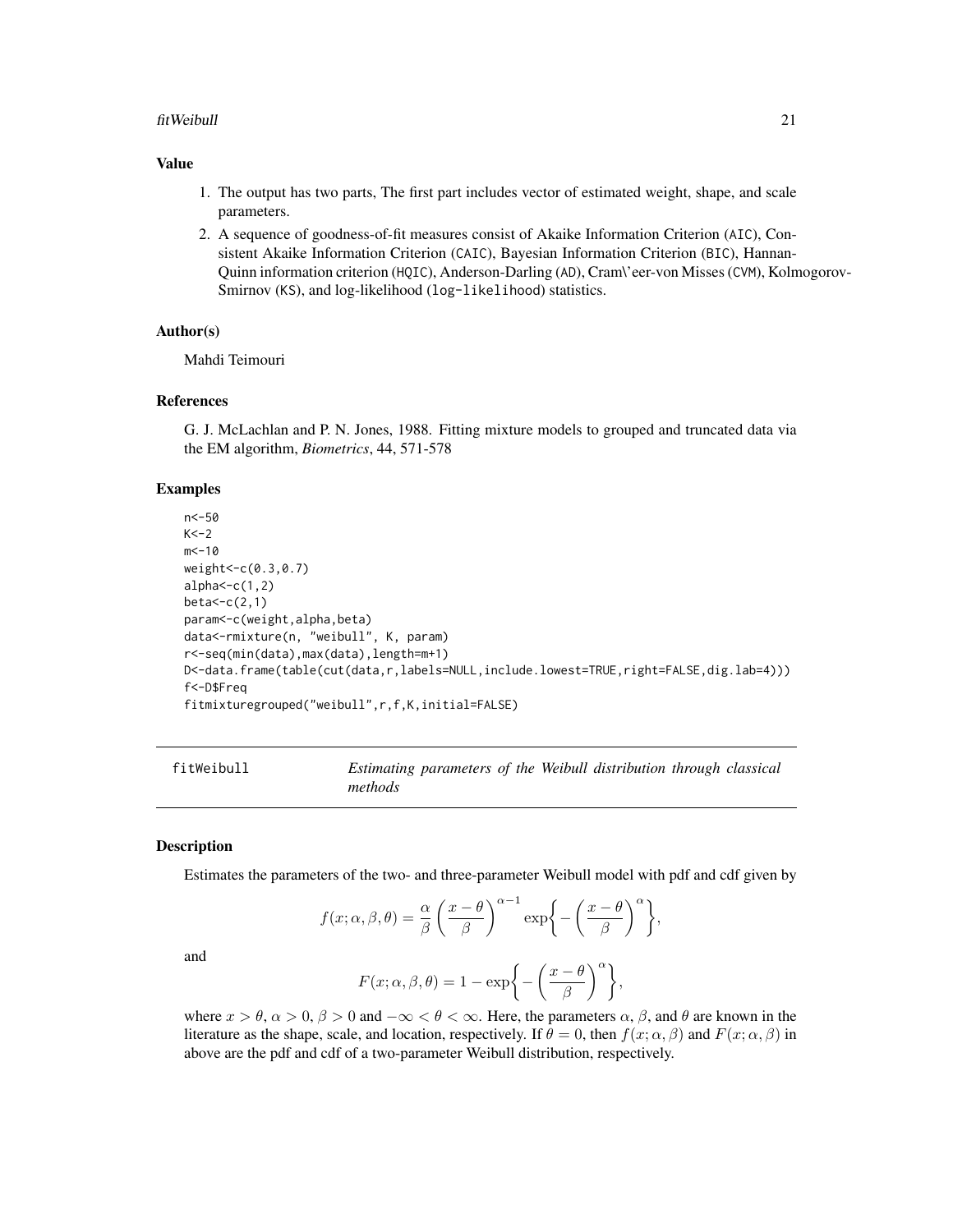### Value

1. The output has two parts, The first part includes vector of estimated weight, shape, and scale parameters.
2. A sequence of goodness-of-fit measures consist of Akaike Information Criterion (AIC), Consistent Akaike Information Criterion (CAIC), Bayesian Information Criterion (BIC), Hannan-Quinn information criterion (HQIC), Anderson-Darling (AD), Cram\'eer-von Misses (CVM), Kolmogorov-Smirnov (KS), and log-likelihood (log-likelihood) statistics.

### Author(s)

Mahdi Teimouri

### References

G. J. McLachlan and P. N. Jones, 1988. Fitting mixture models to grouped and truncated data via the EM algorithm, *Biometrics*, 44, 571-578

### Examples

```
n<-50
K<-2
m<-10
weight<-c(0.3,0.7)
alpha<-c(1,2)
beta<-c(2,1)
param<-c(weight,alpha,beta)
data<-rmixture(n, "weibull", K, param)
r<-seq(min(data),max(data),length=m+1)
D<-data.frame(table(cut(data,r,labels=NULL,include.lowest=TRUE,right=FALSE,dig.lab=4)))
f<-D$Freq
fitmixturegrouped("weibull",r,f,K,initial=FALSE)
```

---

## fitWeibull — *Estimating parameters of the Weibull distribution through classical methods*

### Description

Estimates the parameters of the two- and three-parameter Weibull model with pdf and cdf given by

$$f(x;\alpha,\beta,\theta) = \frac{\alpha}{\beta}\left(\frac{x-\theta}{\beta}\right)^{\alpha-1}\exp\biggl\{-\left(\frac{x-\theta}{\beta}\right)^{\alpha}\biggr\},$$

and

$$F(x;\alpha,\beta,\theta) = 1-\exp\biggl\{-\left(\frac{x-\theta}{\beta}\right)^{\alpha}\biggr\},$$

where $x > \theta$, $\alpha > 0$, $\beta > 0$ and $-\infty < \theta < \infty$. Here, the parameters $\alpha$, $\beta$, and $\theta$ are known in the literature as the shape, scale, and location, respectively. If $\theta = 0$, then $f(x;\alpha,\beta)$ and $F(x;\alpha,\beta)$ in above are the pdf and cdf of a two-parameter Weibull distribution, respectively.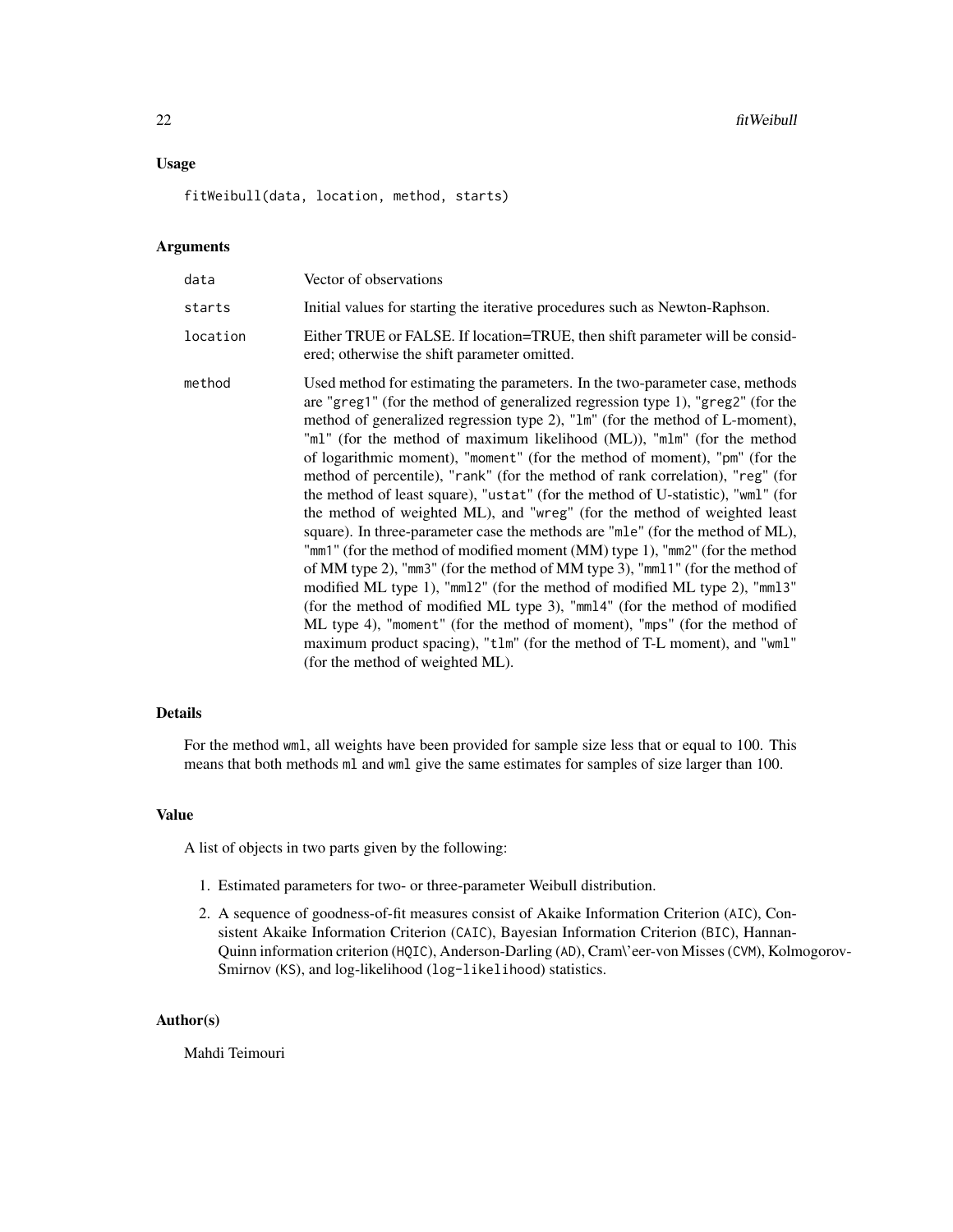### Usage

```
fitWeibull(data, location, method, starts)
```

### Arguments

| | |
|---|---|
| data | Vector of observations |
| starts | Initial values for starting the iterative procedures such as Newton-Raphson. |
| location | Either TRUE or FALSE. If location=TRUE, then shift parameter will be considered; otherwise the shift parameter omitted. |
| method | Used method for estimating the parameters. In the two-parameter case, methods are "greg1" (for the method of generalized regression type 1), "greg2" (for the method of generalized regression type 2), "lm" (for the method of L-moment), "ml" (for the method of maximum likelihood (ML)), "mlm" (for the method of logarithmic moment), "moment" (for the method of moment), "pm" (for the method of percentile), "rank" (for the method of rank correlation), "reg" (for the method of least square), "ustat" (for the method of U-statistic), "wml" (for the method of weighted ML), and "wreg" (for the method of weighted least square). In three-parameter case the methods are "mle" (for the method of ML), "mm1" (for the method of modified moment (MM) type 1), "mm2" (for the method of MM type 2), "mm3" (for the method of MM type 3), "mml1" (for the method of modified ML type 1), "mml2" (for the method of modified ML type 2), "mml3" (for the method of modified ML type 3), "mml4" (for the method of modified ML type 4), "moment" (for the method of moment), "mps" (for the method of maximum product spacing), "tlm" (for the method of T-L moment), and "wml" (for the method of weighted ML). |

### Details

For the method wml, all weights have been provided for sample size less that or equal to 100. This means that both methods ml and wml give the same estimates for samples of size larger than 100.

### Value

A list of objects in two parts given by the following:

1. Estimated parameters for two- or three-parameter Weibull distribution.
2. A sequence of goodness-of-fit measures consist of Akaike Information Criterion (AIC), Consistent Akaike Information Criterion (CAIC), Bayesian Information Criterion (BIC), Hannan-Quinn information criterion (HQIC), Anderson-Darling (AD), Cram\'eer-von Misses (CVM), Kolmogorov-Smirnov (KS), and log-likelihood (log-likelihood) statistics.

### Author(s)

Mahdi Teimouri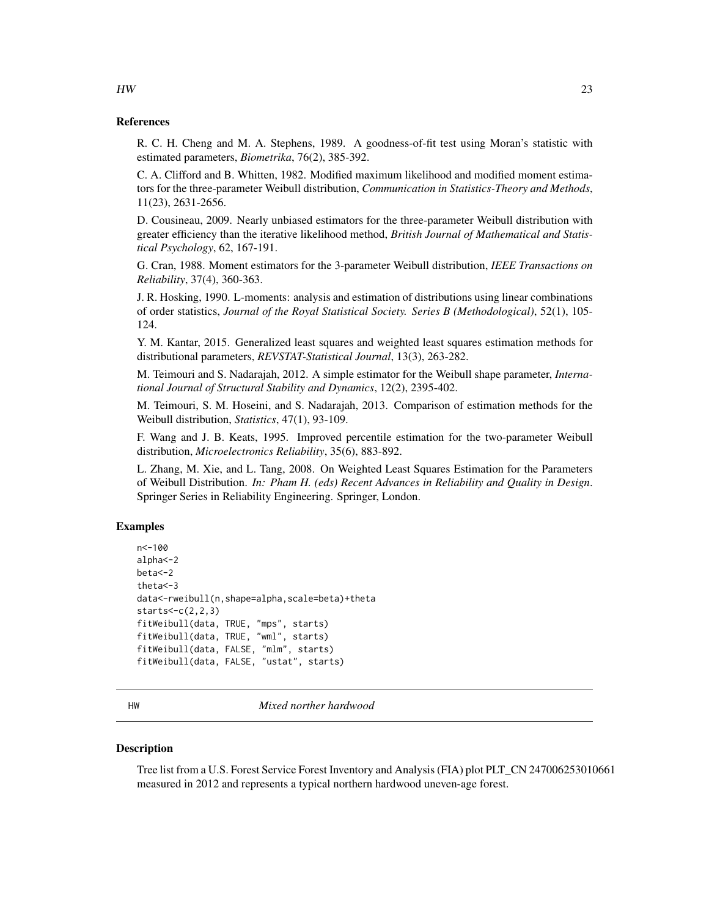### References

R. C. H. Cheng and M. A. Stephens, 1989. A goodness-of-fit test using Moran's statistic with estimated parameters, *Biometrika*, 76(2), 385-392.

C. A. Clifford and B. Whitten, 1982. Modified maximum likelihood and modified moment estimators for the three-parameter Weibull distribution, *Communication in Statistics-Theory and Methods*, 11(23), 2631-2656.

D. Cousineau, 2009. Nearly unbiased estimators for the three-parameter Weibull distribution with greater efficiency than the iterative likelihood method, *British Journal of Mathematical and Statistical Psychology*, 62, 167-191.

G. Cran, 1988. Moment estimators for the 3-parameter Weibull distribution, *IEEE Transactions on Reliability*, 37(4), 360-363.

J. R. Hosking, 1990. L-moments: analysis and estimation of distributions using linear combinations of order statistics, *Journal of the Royal Statistical Society. Series B (Methodological)*, 52(1), 105-124.

Y. M. Kantar, 2015. Generalized least squares and weighted least squares estimation methods for distributional parameters, *REVSTAT-Statistical Journal*, 13(3), 263-282.

M. Teimouri and S. Nadarajah, 2012. A simple estimator for the Weibull shape parameter, *International Journal of Structural Stability and Dynamics*, 12(2), 2395-402.

M. Teimouri, S. M. Hoseini, and S. Nadarajah, 2013. Comparison of estimation methods for the Weibull distribution, *Statistics*, 47(1), 93-109.

F. Wang and J. B. Keats, 1995. Improved percentile estimation for the two-parameter Weibull distribution, *Microelectronics Reliability*, 35(6), 883-892.

L. Zhang, M. Xie, and L. Tang, 2008. On Weighted Least Squares Estimation for the Parameters of Weibull Distribution. *In: Pham H. (eds) Recent Advances in Reliability and Quality in Design*. Springer Series in Reliability Engineering. Springer, London.

### Examples

```
n<-100
alpha<-2
beta<-2
theta<-3
data<-rweibull(n,shape=alpha,scale=beta)+theta
starts<-c(2,2,3)
fitWeibull(data, TRUE, "mps", starts)
fitWeibull(data, TRUE, "wml", starts)
fitWeibull(data, FALSE, "mlm", starts)
fitWeibull(data, FALSE, "ustat", starts)
```

## HW *Mixed norther hardwood*

### Description

Tree list from a U.S. Forest Service Forest Inventory and Analysis (FIA) plot PLT_CN 247006253010661 measured in 2012 and represents a typical northern hardwood uneven-age forest.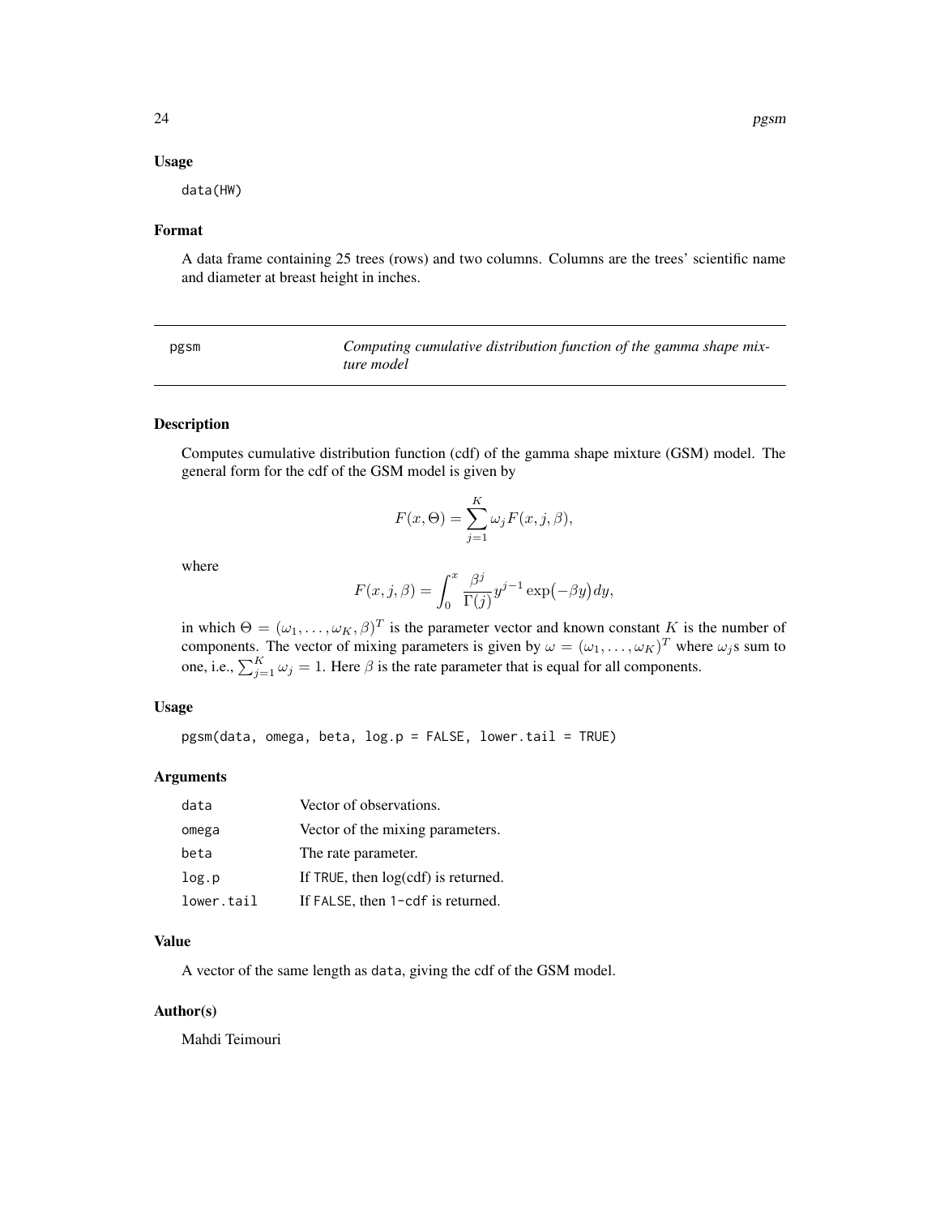### Usage

```
data(HW)
```

### Format

A data frame containing 25 trees (rows) and two columns. Columns are the trees' scientific name and diameter at breast height in inches.

---

## pgsm — *Computing cumulative distribution function of the gamma shape mixture model*

---

### Description

Computes cumulative distribution function (cdf) of the gamma shape mixture (GSM) model. The general form for the cdf of the GSM model is given by

$$F(x, \Theta) = \sum_{j=1}^{K} \omega_j F(x, j, \beta),$$

where

$$F(x, j, \beta) = \int_0^x \frac{\beta^j}{\Gamma(j)} y^{j-1} \exp\bigl(-\beta y\bigr) dy,$$

in which $\Theta = (\omega_1, \ldots, \omega_K, \beta)^T$ is the parameter vector and known constant $K$ is the number of components. The vector of mixing parameters is given by $\omega = (\omega_1, \ldots, \omega_K)^T$ where $\omega_j$s sum to one, i.e., $\sum_{j=1}^{K} \omega_j = 1$. Here $\beta$ is the rate parameter that is equal for all components.

### Usage

```
pgsm(data, omega, beta, log.p = FALSE, lower.tail = TRUE)
```

### Arguments

| | |
|---|---|
| `data` | Vector of observations. |
| `omega` | Vector of the mixing parameters. |
| `beta` | The rate parameter. |
| `log.p` | If `TRUE`, then log(cdf) is returned. |
| `lower.tail` | If `FALSE`, then `1-cdf` is returned. |

### Value

A vector of the same length as `data`, giving the cdf of the GSM model.

### Author(s)

Mahdi Teimouri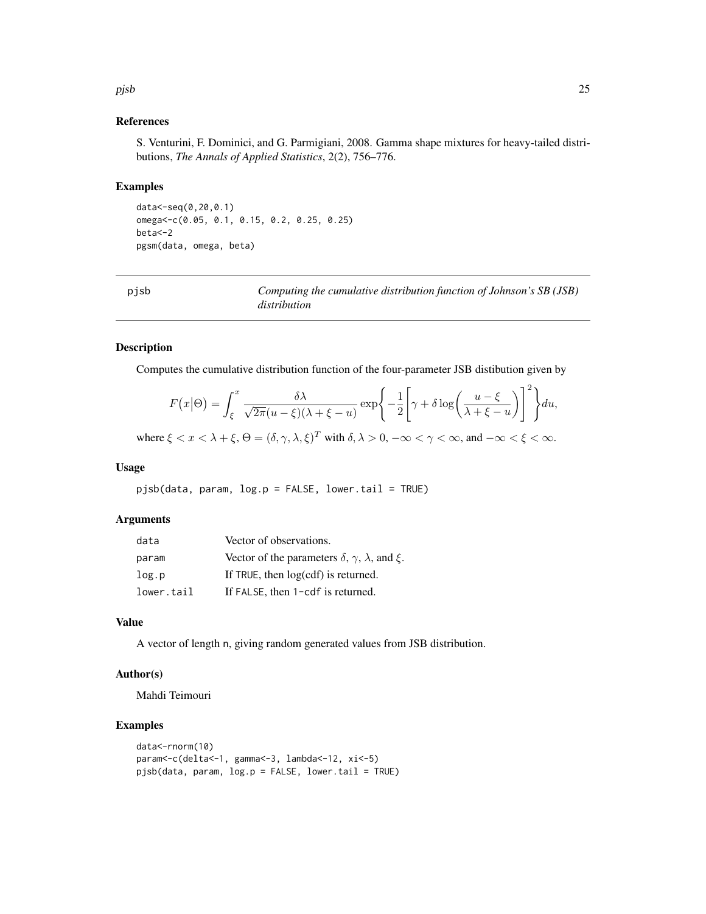### References

S. Venturini, F. Dominici, and G. Parmigiani, 2008. Gamma shape mixtures for heavy-tailed distributions, *The Annals of Applied Statistics*, 2(2), 756–776.

### Examples

```
data<-seq(0,20,0.1)
omega<-c(0.05, 0.1, 0.15, 0.2, 0.25, 0.25)
beta<-2
pgsm(data, omega, beta)
```

---

## pjsb — *Computing the cumulative distribution function of Johnson's SB (JSB) distribution*

---

### Description

Computes the cumulative distribution function of the four-parameter JSB distibution given by

$$F\big(x\big|\Theta\big)=\int_{\xi}^{x}\frac{\delta\lambda}{\sqrt{2\pi}(u-\xi)(\lambda+\xi-u)}\exp\Biggl\{-\frac{1}{2}\Biggl[\gamma+\delta\log\biggl(\frac{u-\xi}{\lambda+\xi-u}\biggr)\Biggr]^{2}\Biggr\}du,$$

where $\xi < x < \lambda + \xi$, $\Theta = (\delta, \gamma, \lambda, \xi)^T$ with $\delta, \lambda > 0$, $-\infty < \gamma < \infty$, and $-\infty < \xi < \infty$.

### Usage

```
pjsb(data, param, log.p = FALSE, lower.tail = TRUE)
```

### Arguments

| | |
|---|---|
| data | Vector of observations. |
| param | Vector of the parameters $\delta$, $\gamma$, $\lambda$, and $\xi$. |
| log.p | If TRUE, then log(cdf) is returned. |
| lower.tail | If FALSE, then 1-cdf is returned. |

### Value

A vector of length n, giving random generated values from JSB distribution.

### Author(s)

Mahdi Teimouri

### Examples

```
data<-rnorm(10)
param<-c(delta<-1, gamma<-3, lambda<-12, xi<-5)
pjsb(data, param, log.p = FALSE, lower.tail = TRUE)
```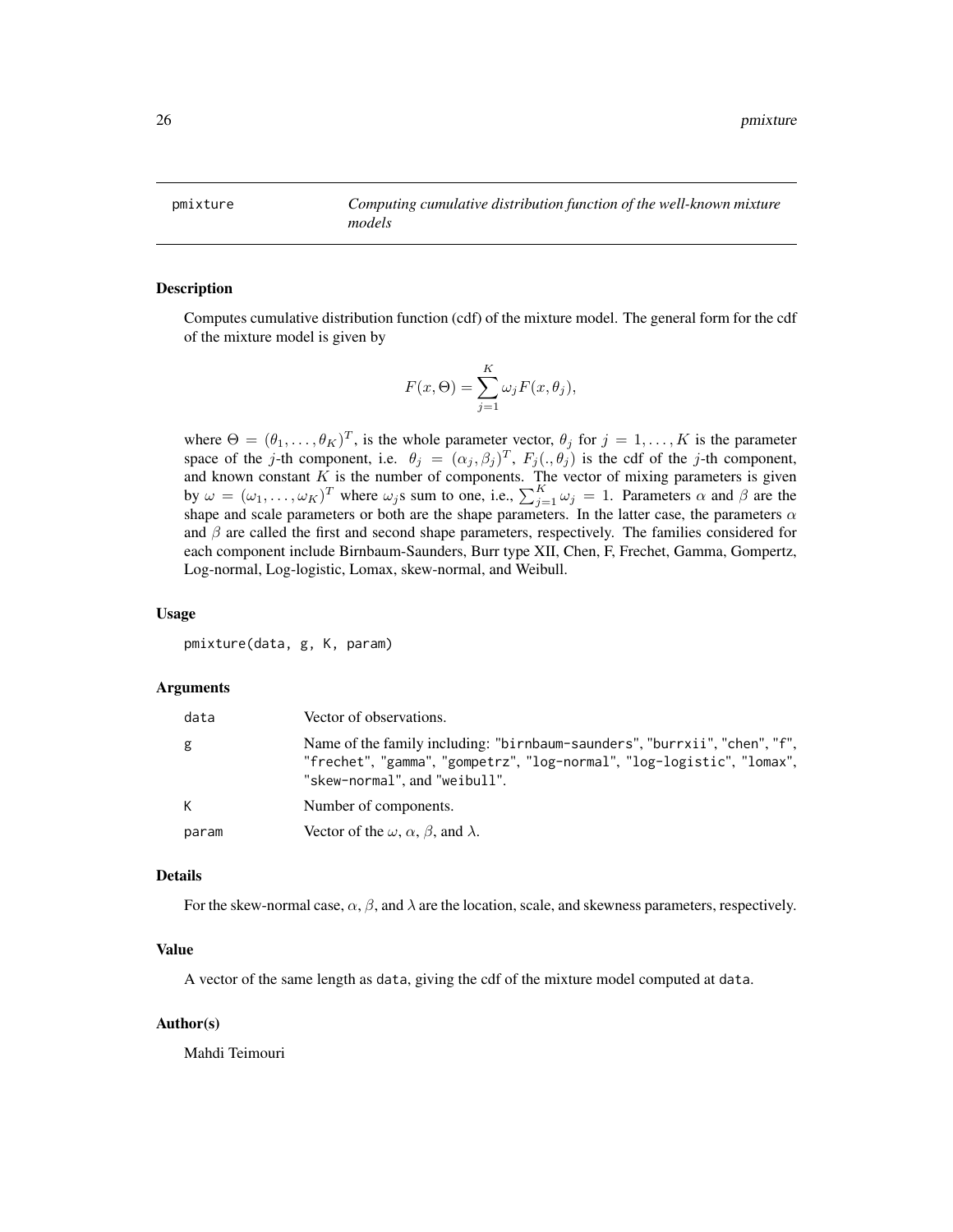pmixture *Computing cumulative distribution function of the well-known mixture models*

## Description

Computes cumulative distribution function (cdf) of the mixture model. The general form for the cdf of the mixture model is given by

$$F(x, \Theta) = \sum_{j=1}^{K} \omega_j F(x, \theta_j),$$

where $\Theta = (\theta_1, \dots, \theta_K)^T$, is the whole parameter vector, $\theta_j$ for $j = 1, \dots, K$ is the parameter space of the $j$-th component, i.e. $\theta_j = (\alpha_j, \beta_j)^T$, $F_j(., \theta_j)$ is the cdf of the $j$-th component, and known constant $K$ is the number of components. The vector of mixing parameters is given by $\omega = (\omega_1, \dots, \omega_K)^T$ where $\omega_j$s sum to one, i.e., $\sum_{j=1}^{K} \omega_j = 1$. Parameters $\alpha$ and $\beta$ are the shape and scale parameters or both are the shape parameters. In the latter case, the parameters $\alpha$ and $\beta$ are called the first and second shape parameters, respectively. The families considered for each component include Birnbaum-Saunders, Burr type XII, Chen, F, Frechet, Gamma, Gompertz, Log-normal, Log-logistic, Lomax, skew-normal, and Weibull.

## Usage

```
pmixture(data, g, K, param)
```

## Arguments

| | |
|---|---|
| data | Vector of observations. |
| g | Name of the family including: "birnbaum-saunders", "burrxii", "chen", "f", "frechet", "gamma", "gompetrz", "log-normal", "log-logistic", "lomax", "skew-normal", and "weibull". |
| K | Number of components. |
| param | Vector of the $\omega$, $\alpha$, $\beta$, and $\lambda$. |

## Details

For the skew-normal case, $\alpha$, $\beta$, and $\lambda$ are the location, scale, and skewness parameters, respectively.

## Value

A vector of the same length as data, giving the cdf of the mixture model computed at data.

## Author(s)

Mahdi Teimouri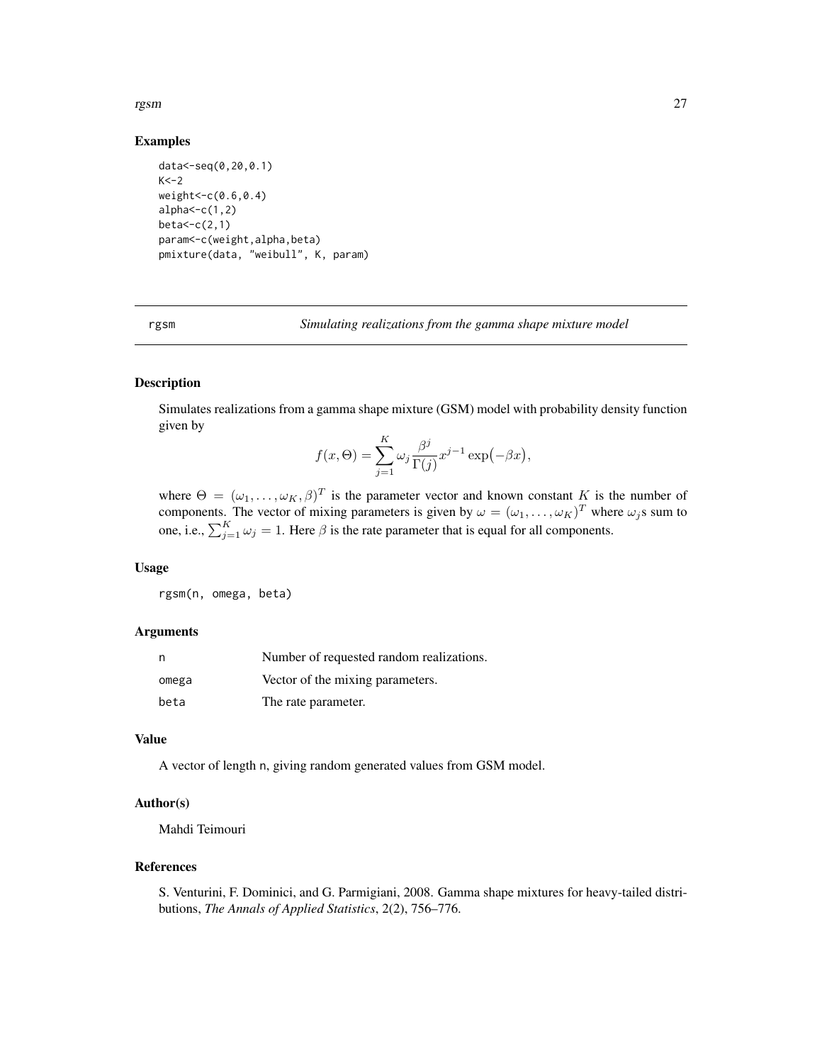### Examples

```
data<-seq(0,20,0.1)
K<-2
weight<-c(0.6,0.4)
alpha<-c(1,2)
beta<-c(2,1)
param<-c(weight,alpha,beta)
pmixture(data, "weibull", K, param)
```

---

## rgsm — *Simulating realizations from the gamma shape mixture model*

### Description

Simulates realizations from a gamma shape mixture (GSM) model with probability density function given by

$$f(x, \Theta) = \sum_{j=1}^{K} \omega_j \frac{\beta^j}{\Gamma(j)} x^{j-1} \exp\bigl(-\beta x\bigr),$$

where $\Theta = (\omega_1, \ldots, \omega_K, \beta)^T$ is the parameter vector and known constant $K$ is the number of components. The vector of mixing parameters is given by $\omega = (\omega_1, \ldots, \omega_K)^T$ where $\omega_j$s sum to one, i.e., $\sum_{j=1}^{K} \omega_j = 1$. Here $\beta$ is the rate parameter that is equal for all components.

### Usage

```
rgsm(n, omega, beta)
```

### Arguments

| | |
|---|---|
| n | Number of requested random realizations. |
| omega | Vector of the mixing parameters. |
| beta | The rate parameter. |

### Value

A vector of length n, giving random generated values from GSM model.

### Author(s)

Mahdi Teimouri

### References

S. Venturini, F. Dominici, and G. Parmigiani, 2008. Gamma shape mixtures for heavy-tailed distributions, *The Annals of Applied Statistics*, 2(2), 756–776.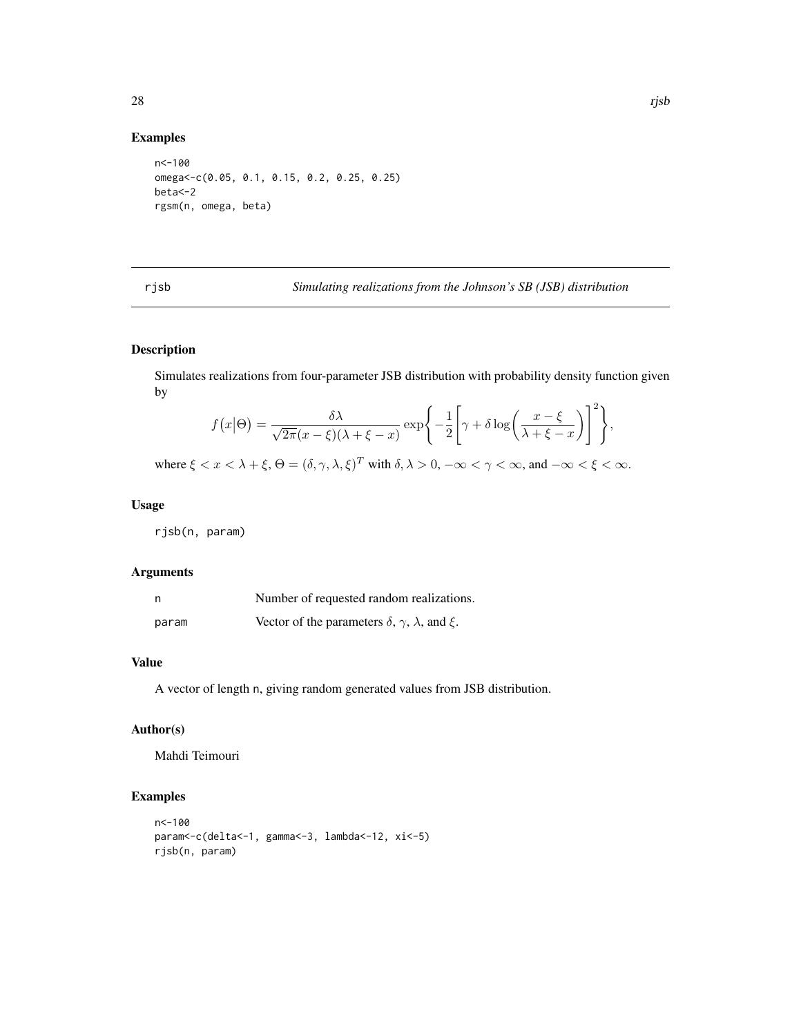## Examples

```
n<-100
omega<-c(0.05, 0.1, 0.15, 0.2, 0.25, 0.25)
beta<-2
rgsm(n, omega, beta)
```

---

rjsb *Simulating realizations from the Johnson's SB (JSB) distribution*

---

## Description

Simulates realizations from four-parameter JSB distribution with probability density function given by

$$f\big(x\big|\Theta\big) = \frac{\delta\lambda}{\sqrt{2\pi}(x-\xi)(\lambda+\xi-x)} \exp\Biggl\{-\frac{1}{2}\Biggl[\gamma+\delta\log\biggl(\frac{x-\xi}{\lambda+\xi-x}\biggr)\Biggr]^2\Biggr\},$$

where $\xi < x < \lambda + \xi$, $\Theta = (\delta, \gamma, \lambda, \xi)^T$ with $\delta, \lambda > 0$, $-\infty < \gamma < \infty$, and $-\infty < \xi < \infty$.

## Usage

```
rjsb(n, param)
```

## Arguments

| | |
|---|---|
| n | Number of requested random realizations. |
| param | Vector of the parameters $\delta$, $\gamma$, $\lambda$, and $\xi$. |

## Value

A vector of length n, giving random generated values from JSB distribution.

## Author(s)

Mahdi Teimouri

## Examples

```
n<-100
param<-c(delta<-1, gamma<-3, lambda<-12, xi<-5)
rjsb(n, param)
```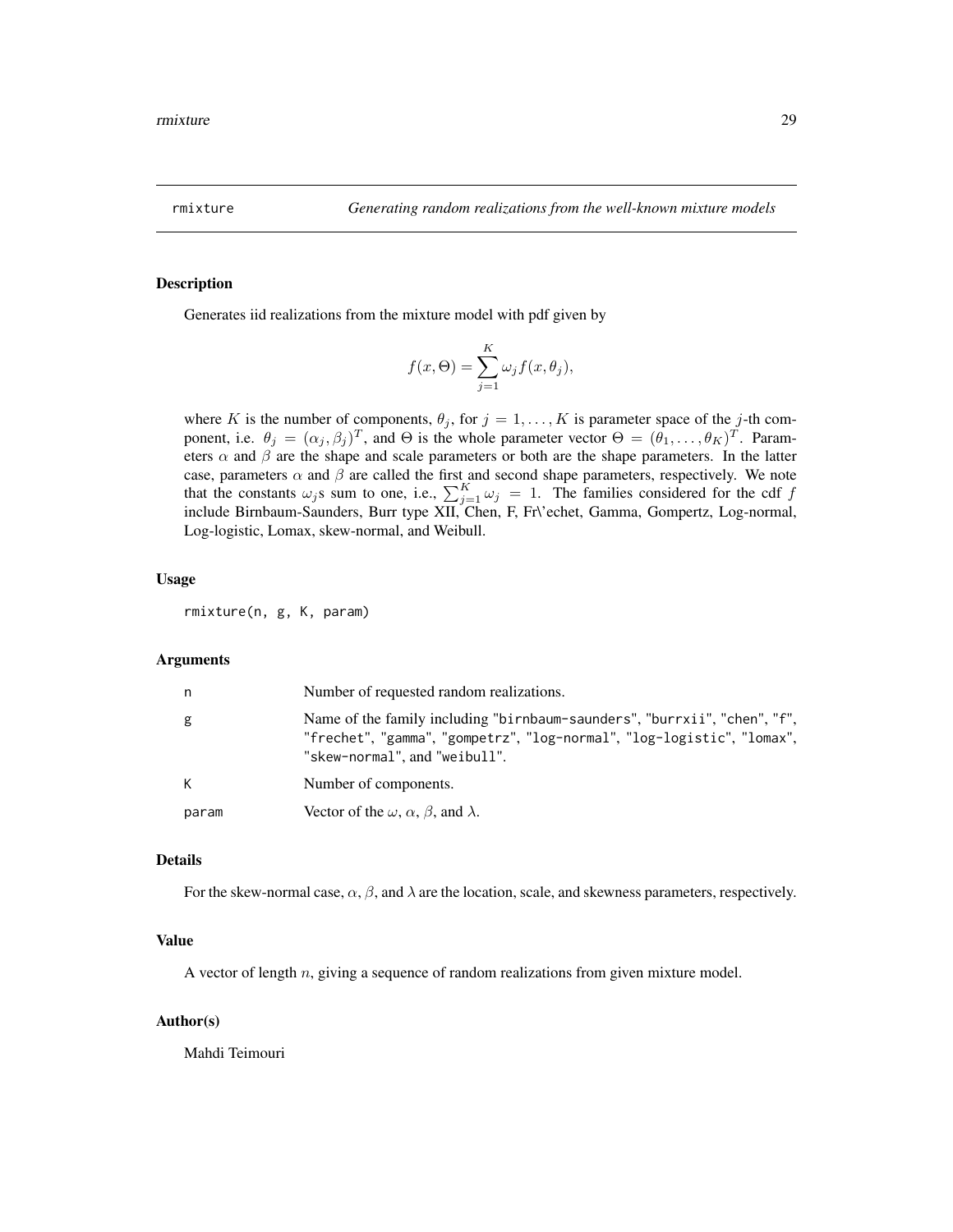rmixture — *Generating random realizations from the well-known mixture models*

## Description

Generates iid realizations from the mixture model with pdf given by

$$f(x, \Theta) = \sum_{j=1}^{K} \omega_j f(x, \theta_j),$$

where $K$ is the number of components, $\theta_j$, for $j = 1, \ldots, K$ is parameter space of the $j$-th component, i.e. $\theta_j = (\alpha_j, \beta_j)^T$, and $\Theta$ is the whole parameter vector $\Theta = (\theta_1, \ldots, \theta_K)^T$. Parameters $\alpha$ and $\beta$ are the shape and scale parameters or both are the shape parameters. In the latter case, parameters $\alpha$ and $\beta$ are called the first and second shape parameters, respectively. We note that the constants $\omega_j$s sum to one, i.e., $\sum_{j=1}^{K} \omega_j = 1$. The families considered for the cdf $f$ include Birnbaum-Saunders, Burr type XII, Chen, F, Fr\'echet, Gamma, Gompertz, Log-normal, Log-logistic, Lomax, skew-normal, and Weibull.

## Usage

```
rmixture(n, g, K, param)
```

## Arguments

| | |
|---|---|
| n | Number of requested random realizations. |
| g | Name of the family including "birnbaum-saunders", "burrxii", "chen", "f", "frechet", "gamma", "gompetrz", "log-normal", "log-logistic", "lomax", "skew-normal", and "weibull". |
| K | Number of components. |
| param | Vector of the $\omega$, $\alpha$, $\beta$, and $\lambda$. |

## Details

For the skew-normal case, $\alpha$, $\beta$, and $\lambda$ are the location, scale, and skewness parameters, respectively.

## Value

A vector of length $n$, giving a sequence of random realizations from given mixture model.

## Author(s)

Mahdi Teimouri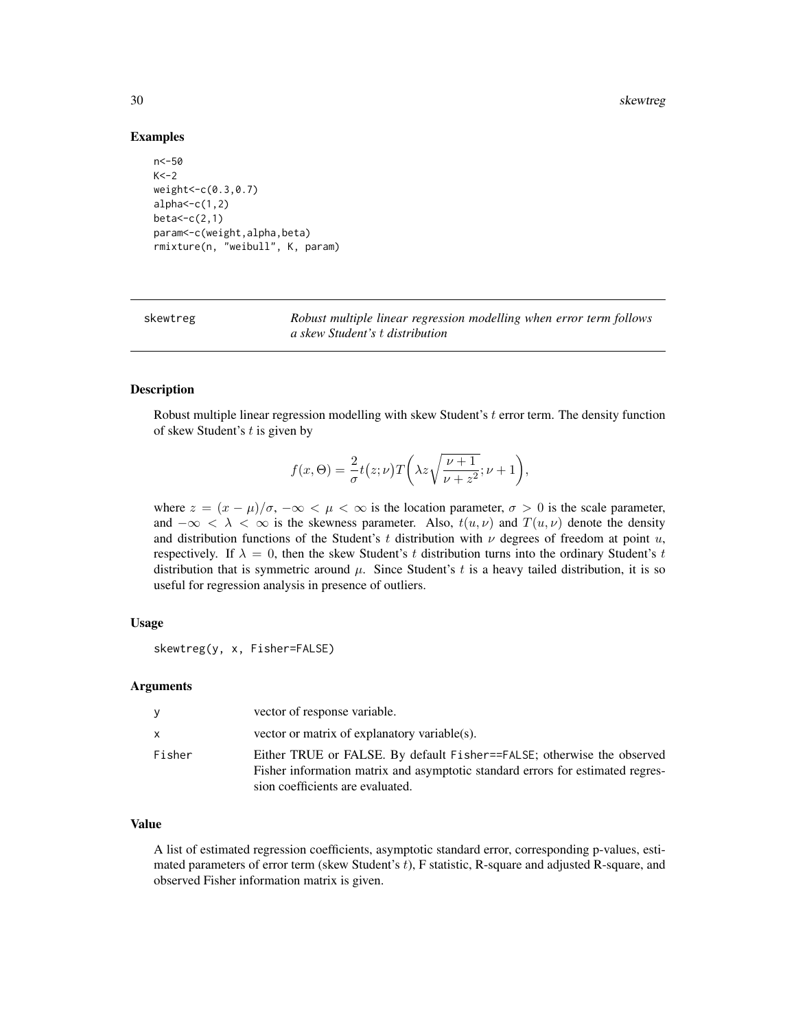### Examples

```
n<-50
K<-2
weight<-c(0.3,0.7)
alpha<-c(1,2)
beta<-c(2,1)
param<-c(weight,alpha,beta)
rmixture(n, "weibull", K, param)
```

## skewtreg — *Robust multiple linear regression modelling when error term follows a skew Student's $t$ distribution*

### Description

Robust multiple linear regression modelling with skew Student's $t$ error term. The density function of skew Student's $t$ is given by

$$f(x, \Theta) = \frac{2}{\sigma} t\big(z; \nu\big) T\bigg(\lambda z \sqrt{\frac{\nu+1}{\nu+z^2}}; \nu+1\bigg),$$

where $z = (x - \mu)/\sigma$, $-\infty < \mu < \infty$ is the location parameter, $\sigma > 0$ is the scale parameter, and $-\infty < \lambda < \infty$ is the skewness parameter. Also, $t(u, \nu)$ and $T(u, \nu)$ denote the density and distribution functions of the Student's $t$ distribution with $\nu$ degrees of freedom at point $u$, respectively. If $\lambda = 0$, then the skew Student's $t$ distribution turns into the ordinary Student's $t$ distribution that is symmetric around $\mu$. Since Student's $t$ is a heavy tailed distribution, it is so useful for regression analysis in presence of outliers.

### Usage

```
skewtreg(y, x, Fisher=FALSE)
```

### Arguments

| | |
|---|---|
| y | vector of response variable. |
| x | vector or matrix of explanatory variable(s). |
| Fisher | Either TRUE or FALSE. By default `Fisher==FALSE`; otherwise the observed Fisher information matrix and asymptotic standard errors for estimated regression coefficients are evaluated. |

### Value

A list of estimated regression coefficients, asymptotic standard error, corresponding p-values, estimated parameters of error term (skew Student's $t$), F statistic, R-square and adjusted R-square, and observed Fisher information matrix is given.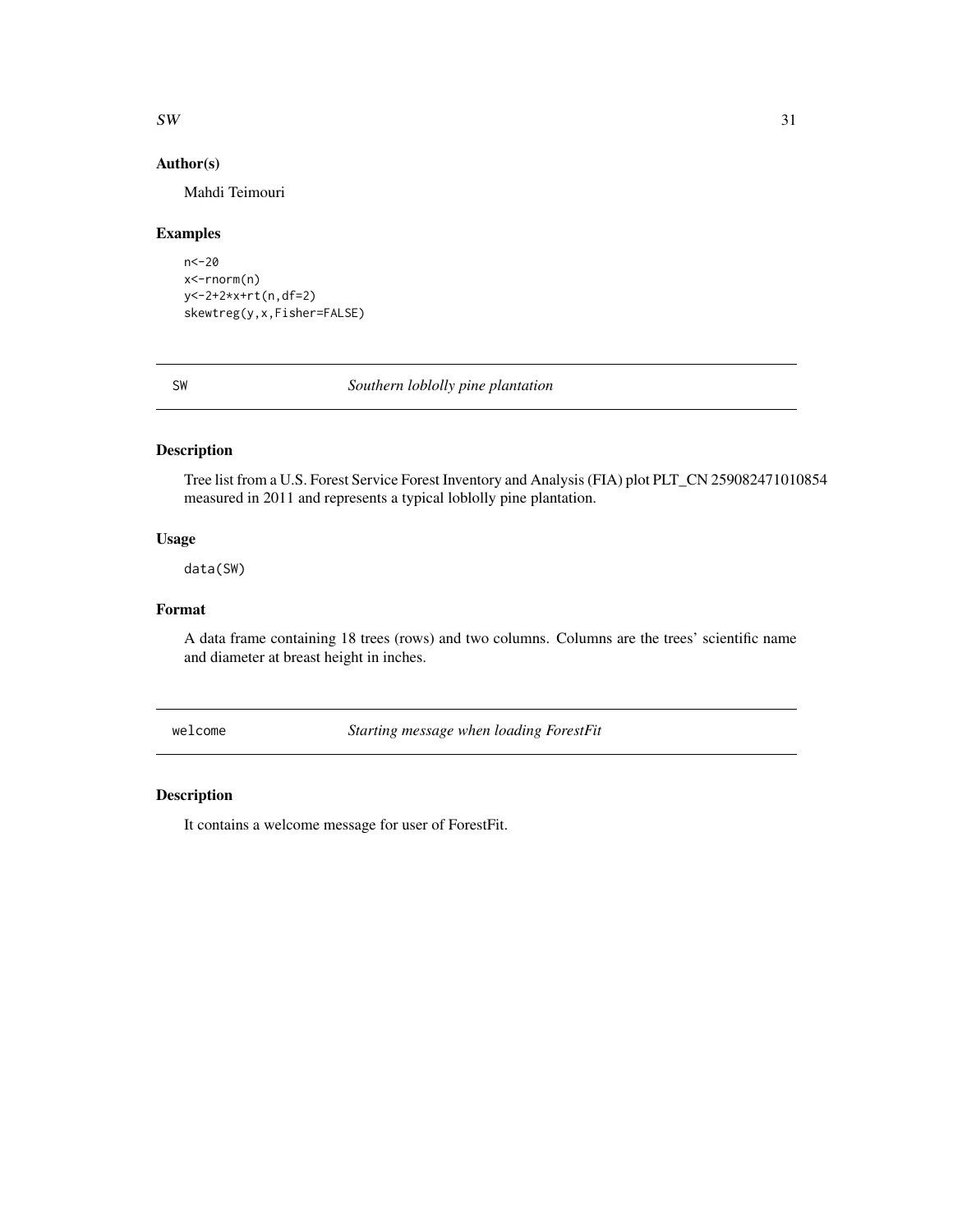### Author(s)

Mahdi Teimouri

### Examples

```
n<-20
x<-rnorm(n)
y<-2+2*x+rt(n,df=2)
skewtreg(y,x,Fisher=FALSE)
```

---

## SW *Southern loblolly pine plantation*

### Description

Tree list from a U.S. Forest Service Forest Inventory and Analysis (FIA) plot PLT_CN 259082471010854 measured in 2011 and represents a typical loblolly pine plantation.

### Usage

```
data(SW)
```

### Format

A data frame containing 18 trees (rows) and two columns. Columns are the trees' scientific name and diameter at breast height in inches.

---

## welcome *Starting message when loading ForestFit*

### Description

It contains a welcome message for user of ForestFit.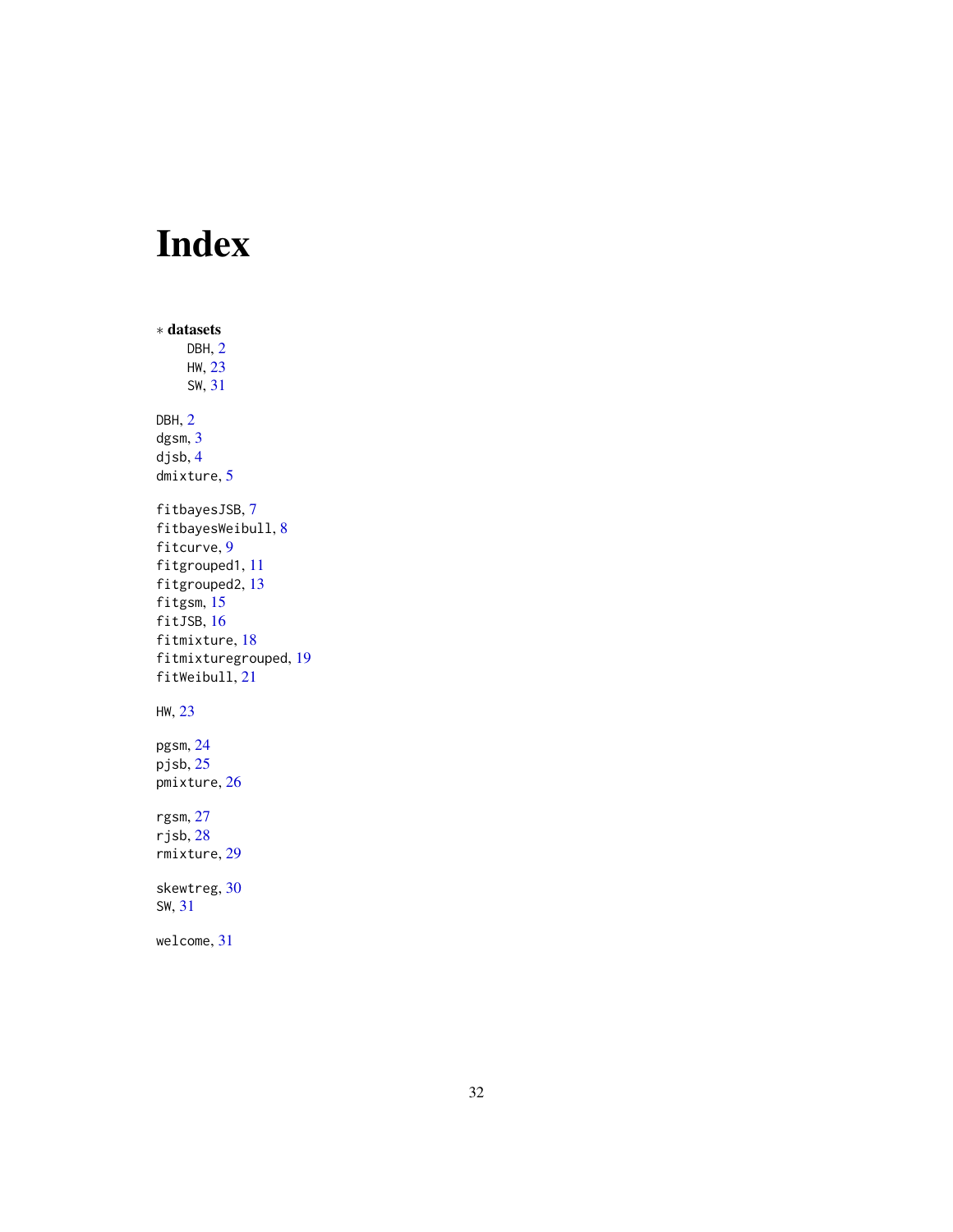# Index

∗ **datasets**
  DBH, 2
  HW, 23
  SW, 31

DBH, 2
dgsm, 3
djsb, 4
dmixture, 5

fitbayesJSB, 7
fitbayesWeibull, 8
fitcurve, 9
fitgrouped1, 11
fitgrouped2, 13
fitgsm, 15
fitJSB, 16
fitmixture, 18
fitmixturegrouped, 19
fitWeibull, 21

HW, 23

pgsm, 24
pjsb, 25
pmixture, 26

rgsm, 27
rjsb, 28
rmixture, 29

skewtreg, 30
SW, 31

welcome, 31